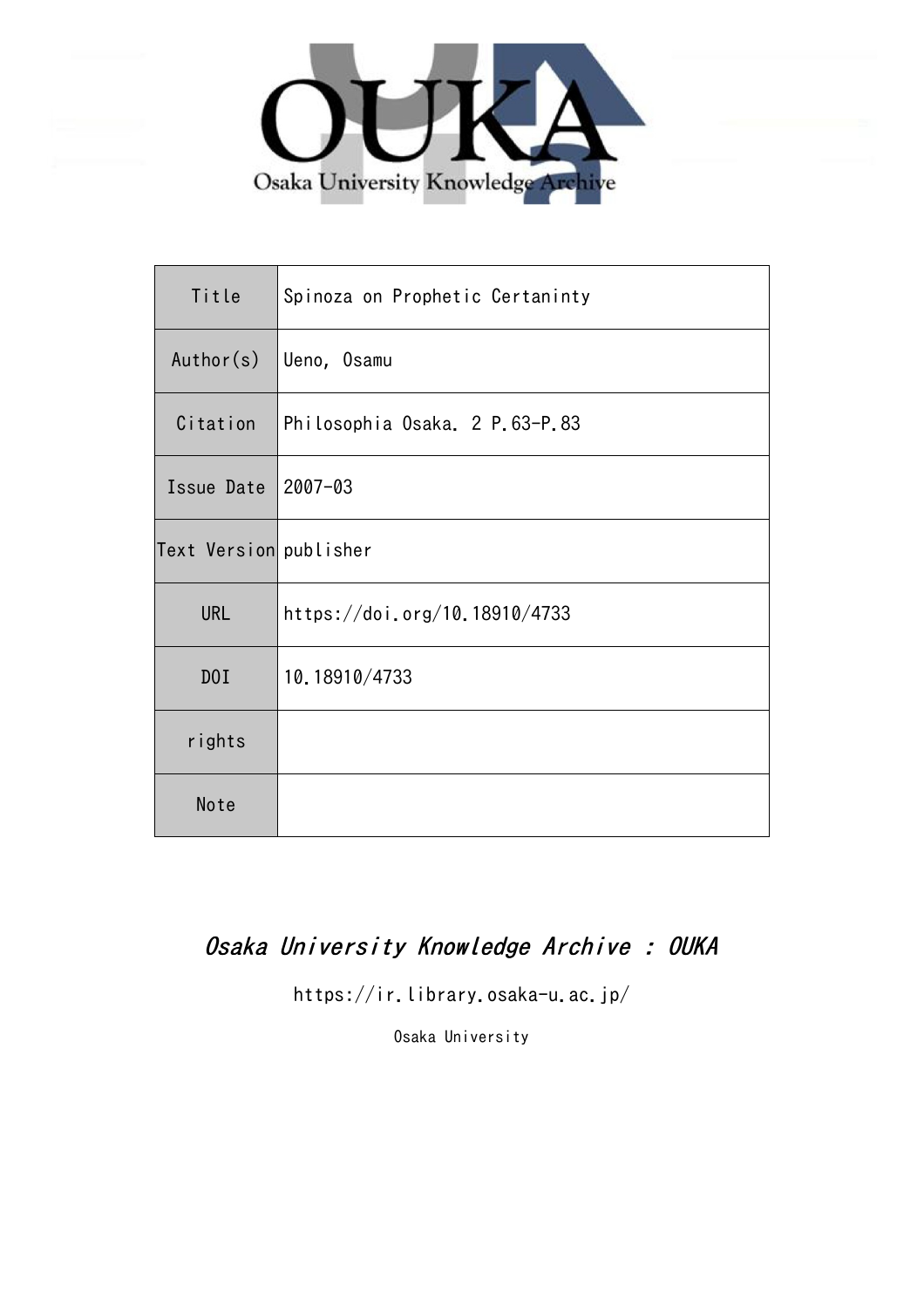Osaka University Knowledge Archive

| Title | Spinoza on Prophetic Certaninty |
|---|---|
| Author(s) | Ueno, Osamu |
| Citation | Philosophia Osaka. 2 P.63-P.83 |
| Issue Date | 2007-03 |
| Text Version | publisher |
| URL | https://doi.org/10.18910/4733 |
| DOI | 10.18910/4733 |
| rights | |
| Note | |

*Osaka University Knowledge Archive : OUKA*

https://ir.library.osaka-u.ac.jp/

Osaka University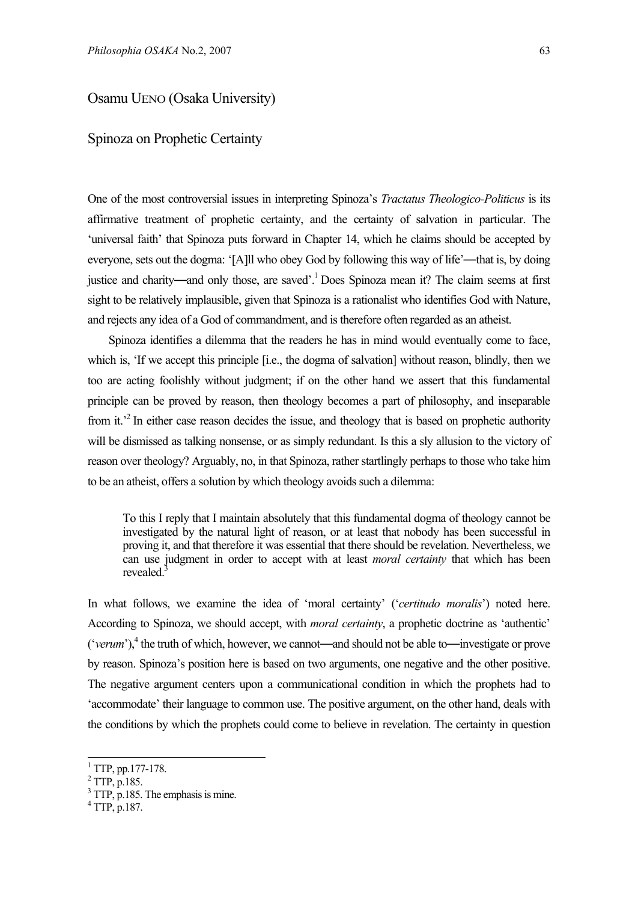Osamu UENO (Osaka University)

# Spinoza on Prophetic Certainty

One of the most controversial issues in interpreting Spinoza's *Tractatus Theologico-Politicus* is its affirmative treatment of prophetic certainty, and the certainty of salvation in particular. The 'universal faith' that Spinoza puts forward in Chapter 14, which he claims should be accepted by everyone, sets out the dogma: '[A]ll who obey God by following this way of life'—that is, by doing justice and charity—and only those, are saved'.[1] Does Spinoza mean it? The claim seems at first sight to be relatively implausible, given that Spinoza is a rationalist who identifies God with Nature, and rejects any idea of a God of commandment, and is therefore often regarded as an atheist.

Spinoza identifies a dilemma that the readers he has in mind would eventually come to face, which is, 'If we accept this principle [i.e., the dogma of salvation] without reason, blindly, then we too are acting foolishly without judgment; if on the other hand we assert that this fundamental principle can be proved by reason, then theology becomes a part of philosophy, and inseparable from it.'[2] In either case reason decides the issue, and theology that is based on prophetic authority will be dismissed as talking nonsense, or as simply redundant. Is this a sly allusion to the victory of reason over theology? Arguably, no, in that Spinoza, rather startlingly perhaps to those who take him to be an atheist, offers a solution by which theology avoids such a dilemma:

> To this I reply that I maintain absolutely that this fundamental dogma of theology cannot be investigated by the natural light of reason, or at least that nobody has been successful in proving it, and that therefore it was essential that there should be revelation. Nevertheless, we can use judgment in order to accept with at least *moral certainty* that which has been revealed.[3]

In what follows, we examine the idea of 'moral certainty' ('*certitudo moralis*') noted here. According to Spinoza, we should accept, with *moral certainty*, a prophetic doctrine as 'authentic' ('*verum*'),[4] the truth of which, however, we cannot—and should not be able to—investigate or prove by reason. Spinoza's position here is based on two arguments, one negative and the other positive. The negative argument centers upon a communicational condition in which the prophets had to 'accommodate' their language to common use. The positive argument, on the other hand, deals with the conditions by which the prophets could come to believe in revelation. The certainty in question

[1] TTP, pp.177-178.
[2] TTP, p.185.
[3] TTP, p.185. The emphasis is mine.
[4] TTP, p.187.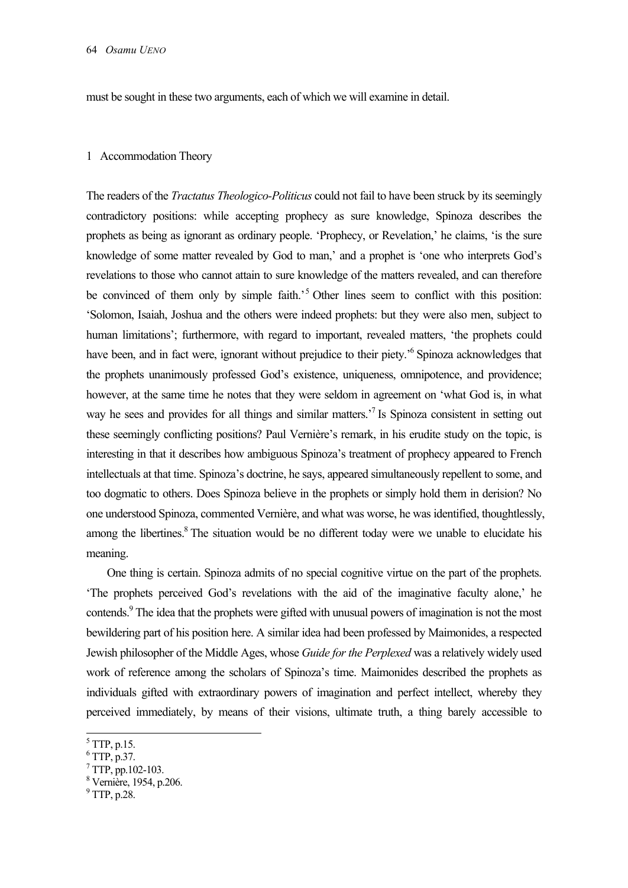must be sought in these two arguments, each of which we will examine in detail.

## 1 Accommodation Theory

The readers of the *Tractatus Theologico-Politicus* could not fail to have been struck by its seemingly contradictory positions: while accepting prophecy as sure knowledge, Spinoza describes the prophets as being as ignorant as ordinary people. 'Prophecy, or Revelation,' he claims, 'is the sure knowledge of some matter revealed by God to man,' and a prophet is 'one who interprets God's revelations to those who cannot attain to sure knowledge of the matters revealed, and can therefore be convinced of them only by simple faith.'[5] Other lines seem to conflict with this position: 'Solomon, Isaiah, Joshua and the others were indeed prophets: but they were also men, subject to human limitations'; furthermore, with regard to important, revealed matters, 'the prophets could have been, and in fact were, ignorant without prejudice to their piety.'[6] Spinoza acknowledges that the prophets unanimously professed God's existence, uniqueness, omnipotence, and providence; however, at the same time he notes that they were seldom in agreement on 'what God is, in what way he sees and provides for all things and similar matters.'[7] Is Spinoza consistent in setting out these seemingly conflicting positions? Paul Vernière's remark, in his erudite study on the topic, is interesting in that it describes how ambiguous Spinoza's treatment of prophecy appeared to French intellectuals at that time. Spinoza's doctrine, he says, appeared simultaneously repellent to some, and too dogmatic to others. Does Spinoza believe in the prophets or simply hold them in derision? No one understood Spinoza, commented Vernière, and what was worse, he was identified, thoughtlessly, among the libertines.[8] The situation would be no different today were we unable to elucidate his meaning.

One thing is certain. Spinoza admits of no special cognitive virtue on the part of the prophets. 'The prophets perceived God's revelations with the aid of the imaginative faculty alone,' he contends.[9] The idea that the prophets were gifted with unusual powers of imagination is not the most bewildering part of his position here. A similar idea had been professed by Maimonides, a respected Jewish philosopher of the Middle Ages, whose *Guide for the Perplexed* was a relatively widely used work of reference among the scholars of Spinoza's time. Maimonides described the prophets as individuals gifted with extraordinary powers of imagination and perfect intellect, whereby they perceived immediately, by means of their visions, ultimate truth, a thing barely accessible to

---

[5] TTP, p.15.
[6] TTP, p.37.
[7] TTP, pp.102-103.
[8] Vernière, 1954, p.206.
[9] TTP, p.28.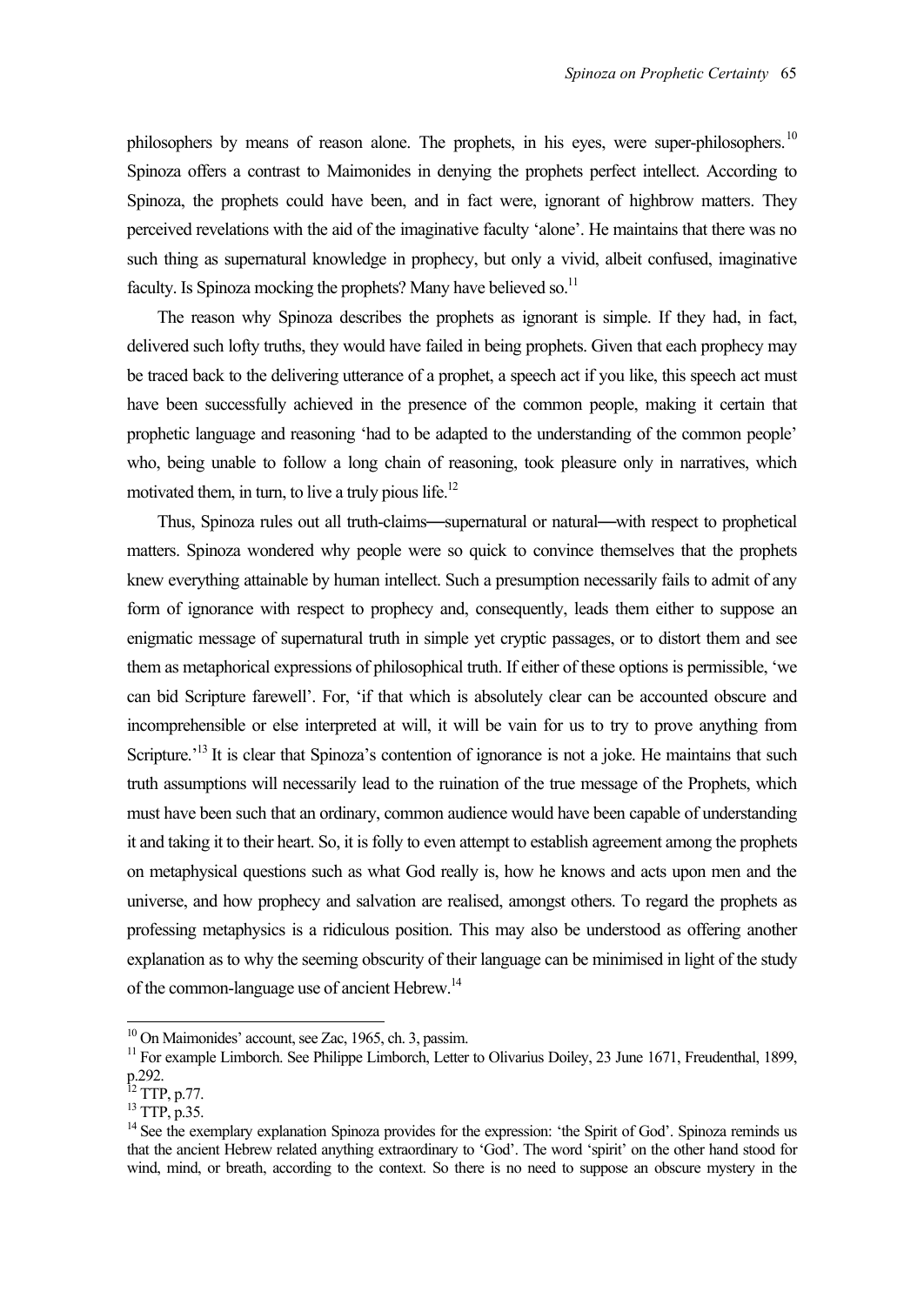philosophers by means of reason alone. The prophets, in his eyes, were super-philosophers.[10] Spinoza offers a contrast to Maimonides in denying the prophets perfect intellect. According to Spinoza, the prophets could have been, and in fact were, ignorant of highbrow matters. They perceived revelations with the aid of the imaginative faculty 'alone'. He maintains that there was no such thing as supernatural knowledge in prophecy, but only a vivid, albeit confused, imaginative faculty. Is Spinoza mocking the prophets? Many have believed so.[11]

The reason why Spinoza describes the prophets as ignorant is simple. If they had, in fact, delivered such lofty truths, they would have failed in being prophets. Given that each prophecy may be traced back to the delivering utterance of a prophet, a speech act if you like, this speech act must have been successfully achieved in the presence of the common people, making it certain that prophetic language and reasoning 'had to be adapted to the understanding of the common people' who, being unable to follow a long chain of reasoning, took pleasure only in narratives, which motivated them, in turn, to live a truly pious life.[12]

Thus, Spinoza rules out all truth-claims—supernatural or natural—with respect to prophetical matters. Spinoza wondered why people were so quick to convince themselves that the prophets knew everything attainable by human intellect. Such a presumption necessarily fails to admit of any form of ignorance with respect to prophecy and, consequently, leads them either to suppose an enigmatic message of supernatural truth in simple yet cryptic passages, or to distort them and see them as metaphorical expressions of philosophical truth. If either of these options is permissible, 'we can bid Scripture farewell'. For, 'if that which is absolutely clear can be accounted obscure and incomprehensible or else interpreted at will, it will be vain for us to try to prove anything from Scripture.'[13] It is clear that Spinoza's contention of ignorance is not a joke. He maintains that such truth assumptions will necessarily lead to the ruination of the true message of the Prophets, which must have been such that an ordinary, common audience would have been capable of understanding it and taking it to their heart. So, it is folly to even attempt to establish agreement among the prophets on metaphysical questions such as what God really is, how he knows and acts upon men and the universe, and how prophecy and salvation are realised, amongst others. To regard the prophets as professing metaphysics is a ridiculous position. This may also be understood as offering another explanation as to why the seeming obscurity of their language can be minimised in light of the study of the common-language use of ancient Hebrew.[14]

---

[10] On Maimonides' account, see Zac, 1965, ch. 3, passim.

[11] For example Limborch. See Philippe Limborch, Letter to Olivarius Doiley, 23 June 1671, Freudenthal, 1899, p.292.

[12] TTP, p.77.

[13] TTP, p.35.

[14] See the exemplary explanation Spinoza provides for the expression: 'the Spirit of God'. Spinoza reminds us that the ancient Hebrew related anything extraordinary to 'God'. The word 'spirit' on the other hand stood for wind, mind, or breath, according to the context. So there is no need to suppose an obscure mystery in the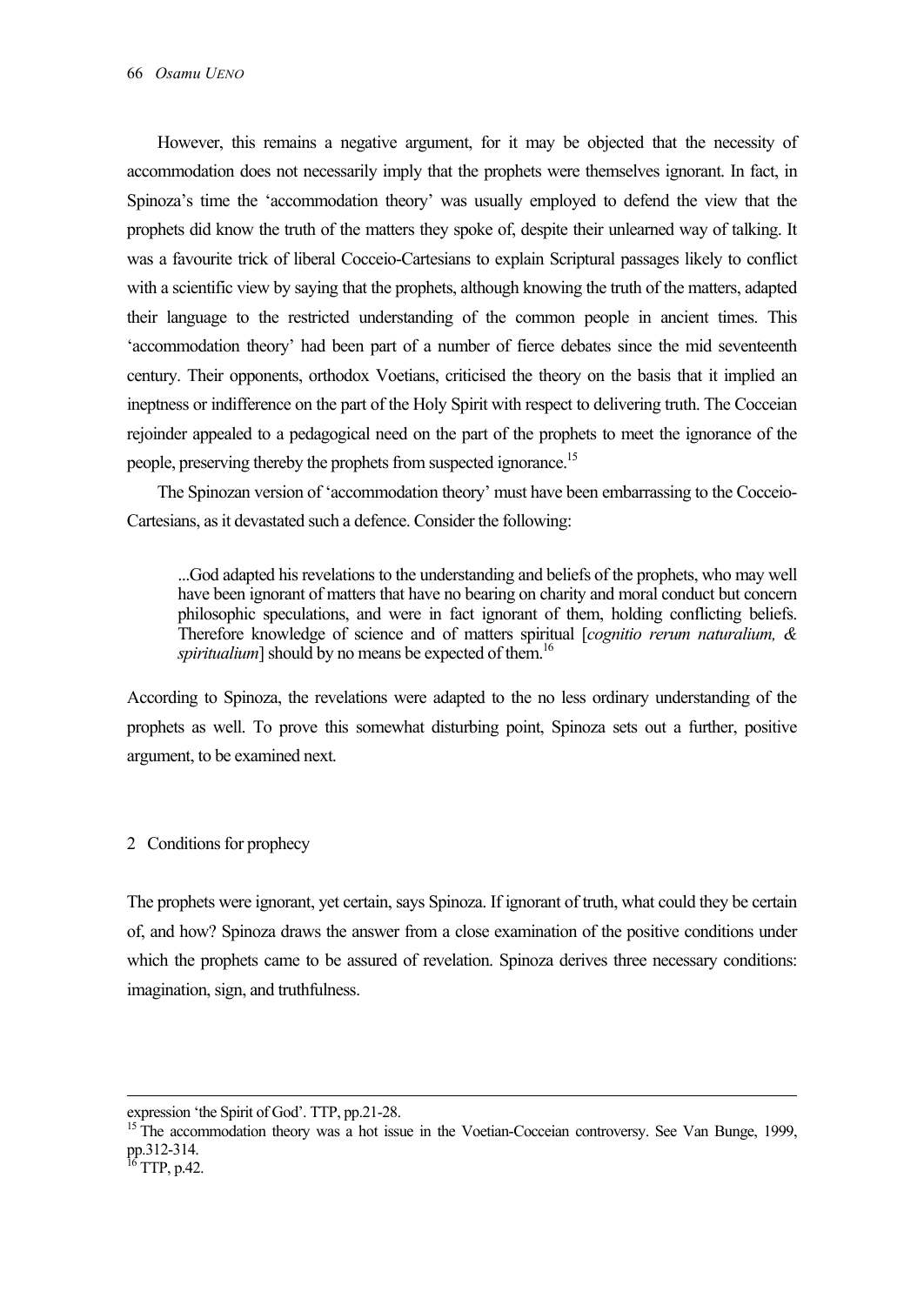However, this remains a negative argument, for it may be objected that the necessity of accommodation does not necessarily imply that the prophets were themselves ignorant. In fact, in Spinoza's time the 'accommodation theory' was usually employed to defend the view that the prophets did know the truth of the matters they spoke of, despite their unlearned way of talking. It was a favourite trick of liberal Cocceio-Cartesians to explain Scriptural passages likely to conflict with a scientific view by saying that the prophets, although knowing the truth of the matters, adapted their language to the restricted understanding of the common people in ancient times. This 'accommodation theory' had been part of a number of fierce debates since the mid seventeenth century. Their opponents, orthodox Voetians, criticised the theory on the basis that it implied an ineptness or indifference on the part of the Holy Spirit with respect to delivering truth. The Cocceian rejoinder appealed to a pedagogical need on the part of the prophets to meet the ignorance of the people, preserving thereby the prophets from suspected ignorance.[15]

The Spinozan version of 'accommodation theory' must have been embarrassing to the Cocceio-Cartesians, as it devastated such a defence. Consider the following:

> ...God adapted his revelations to the understanding and beliefs of the prophets, who may well have been ignorant of matters that have no bearing on charity and moral conduct but concern philosophic speculations, and were in fact ignorant of them, holding conflicting beliefs. Therefore knowledge of science and of matters spiritual [*cognitio rerum naturalium, & spiritualium*] should by no means be expected of them.[16]

According to Spinoza, the revelations were adapted to the no less ordinary understanding of the prophets as well. To prove this somewhat disturbing point, Spinoza sets out a further, positive argument, to be examined next.

## 2 Conditions for prophecy

The prophets were ignorant, yet certain, says Spinoza. If ignorant of truth, what could they be certain of, and how? Spinoza draws the answer from a close examination of the positive conditions under which the prophets came to be assured of revelation. Spinoza derives three necessary conditions: imagination, sign, and truthfulness.

---

expression 'the Spirit of God'. TTP, pp.21-28.

[15] The accommodation theory was a hot issue in the Voetian-Cocceian controversy. See Van Bunge, 1999, pp.312-314.

[16] TTP, p.42.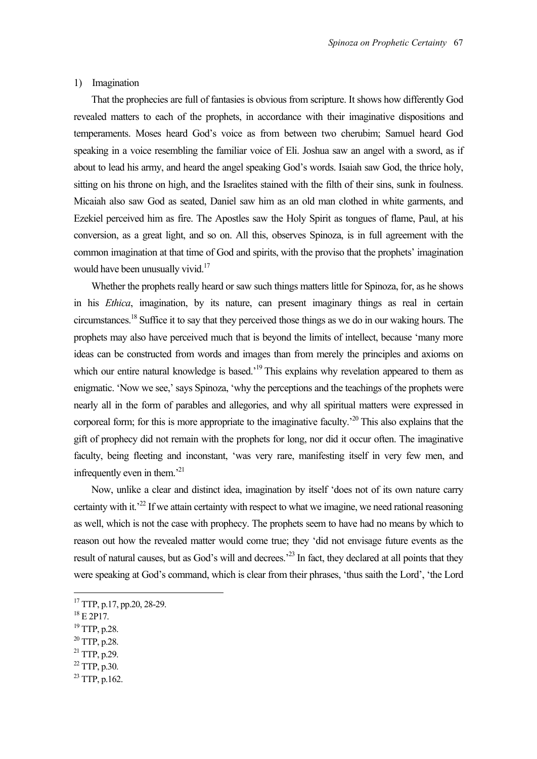1) Imagination

That the prophecies are full of fantasies is obvious from scripture. It shows how differently God revealed matters to each of the prophets, in accordance with their imaginative dispositions and temperaments. Moses heard God's voice as from between two cherubim; Samuel heard God speaking in a voice resembling the familiar voice of Eli. Joshua saw an angel with a sword, as if about to lead his army, and heard the angel speaking God's words. Isaiah saw God, the thrice holy, sitting on his throne on high, and the Israelites stained with the filth of their sins, sunk in foulness. Micaiah also saw God as seated, Daniel saw him as an old man clothed in white garments, and Ezekiel perceived him as fire. The Apostles saw the Holy Spirit as tongues of flame, Paul, at his conversion, as a great light, and so on. All this, observes Spinoza, is in full agreement with the common imagination at that time of God and spirits, with the proviso that the prophets' imagination would have been unusually vivid.[17]

Whether the prophets really heard or saw such things matters little for Spinoza, for, as he shows in his *Ethica*, imagination, by its nature, can present imaginary things as real in certain circumstances.[18] Suffice it to say that they perceived those things as we do in our waking hours. The prophets may also have perceived much that is beyond the limits of intellect, because 'many more ideas can be constructed from words and images than from merely the principles and axioms on which our entire natural knowledge is based.'[19] This explains why revelation appeared to them as enigmatic. 'Now we see,' says Spinoza, 'why the perceptions and the teachings of the prophets were nearly all in the form of parables and allegories, and why all spiritual matters were expressed in corporeal form; for this is more appropriate to the imaginative faculty.'[20] This also explains that the gift of prophecy did not remain with the prophets for long, nor did it occur often. The imaginative faculty, being fleeting and inconstant, 'was very rare, manifesting itself in very few men, and infrequently even in them.'[21]

Now, unlike a clear and distinct idea, imagination by itself 'does not of its own nature carry certainty with it.'[22] If we attain certainty with respect to what we imagine, we need rational reasoning as well, which is not the case with prophecy. The prophets seem to have had no means by which to reason out how the revealed matter would come true; they 'did not envisage future events as the result of natural causes, but as God's will and decrees.'[23] In fact, they declared at all points that they were speaking at God's command, which is clear from their phrases, 'thus saith the Lord', 'the Lord

---

[17] TTP, p.17, pp.20, 28-29.

[18] E 2P17.

[19] TTP, p.28.

[20] TTP, p.28.

[21] TTP, p.29.

[22] TTP, p.30.

[23] TTP, p.162.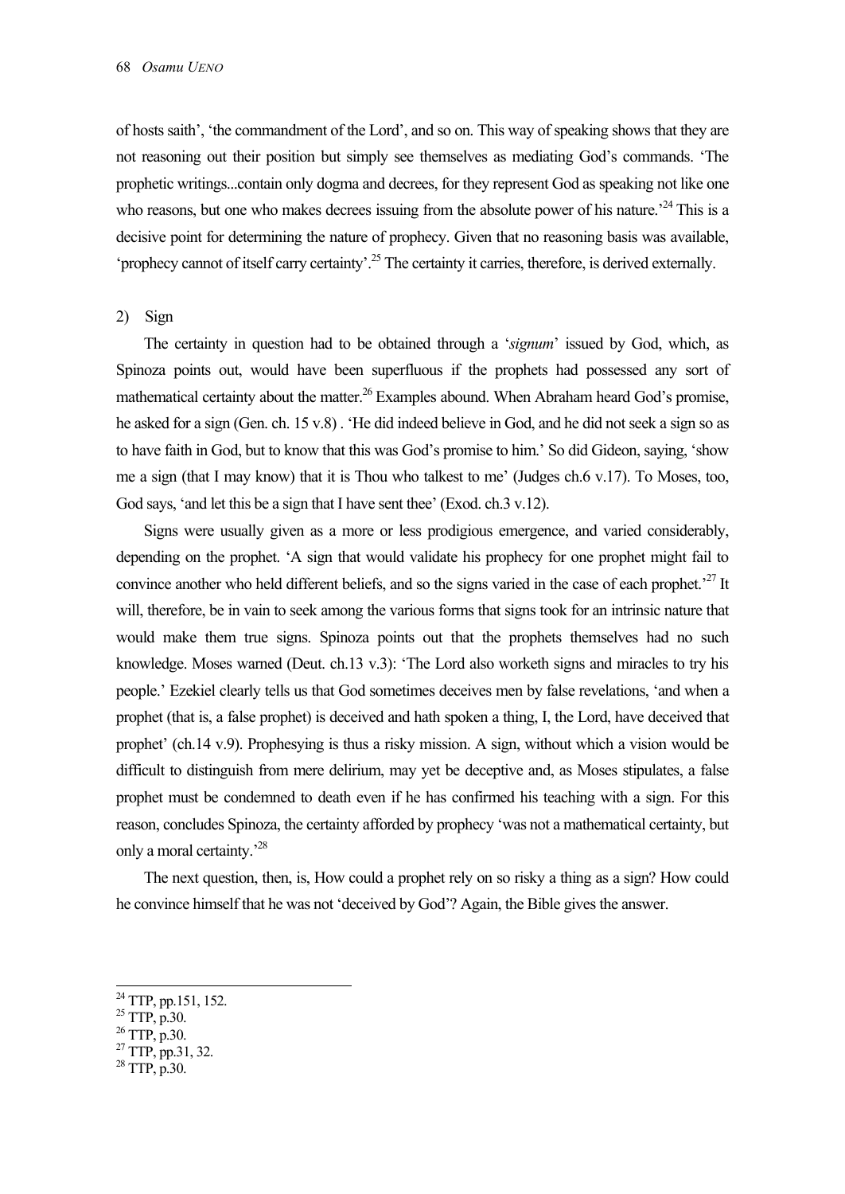of hosts saith', 'the commandment of the Lord', and so on. This way of speaking shows that they are not reasoning out their position but simply see themselves as mediating God's commands. 'The prophetic writings...contain only dogma and decrees, for they represent God as speaking not like one who reasons, but one who makes decrees issuing from the absolute power of his nature.'[24] This is a decisive point for determining the nature of prophecy. Given that no reasoning basis was available, 'prophecy cannot of itself carry certainty'.[25] The certainty it carries, therefore, is derived externally.

2) Sign

The certainty in question had to be obtained through a '*signum*' issued by God, which, as Spinoza points out, would have been superfluous if the prophets had possessed any sort of mathematical certainty about the matter.[26] Examples abound. When Abraham heard God's promise, he asked for a sign (Gen. ch. 15 v.8) . 'He did indeed believe in God, and he did not seek a sign so as to have faith in God, but to know that this was God's promise to him.' So did Gideon, saying, 'show me a sign (that I may know) that it is Thou who talkest to me' (Judges ch.6 v.17). To Moses, too, God says, 'and let this be a sign that I have sent thee' (Exod. ch.3 v.12).

Signs were usually given as a more or less prodigious emergence, and varied considerably, depending on the prophet. 'A sign that would validate his prophecy for one prophet might fail to convince another who held different beliefs, and so the signs varied in the case of each prophet.'[27] It will, therefore, be in vain to seek among the various forms that signs took for an intrinsic nature that would make them true signs. Spinoza points out that the prophets themselves had no such knowledge. Moses warned (Deut. ch.13 v.3): 'The Lord also worketh signs and miracles to try his people.' Ezekiel clearly tells us that God sometimes deceives men by false revelations, 'and when a prophet (that is, a false prophet) is deceived and hath spoken a thing, I, the Lord, have deceived that prophet' (ch.14 v.9). Prophesying is thus a risky mission. A sign, without which a vision would be difficult to distinguish from mere delirium, may yet be deceptive and, as Moses stipulates, a false prophet must be condemned to death even if he has confirmed his teaching with a sign. For this reason, concludes Spinoza, the certainty afforded by prophecy 'was not a mathematical certainty, but only a moral certainty.'[28]

The next question, then, is, How could a prophet rely on so risky a thing as a sign? How could he convince himself that he was not 'deceived by God'? Again, the Bible gives the answer.

---

[24] TTP, pp.151, 152.
[25] TTP, p.30.
[26] TTP, p.30.
[27] TTP, pp.31, 32.
[28] TTP, p.30.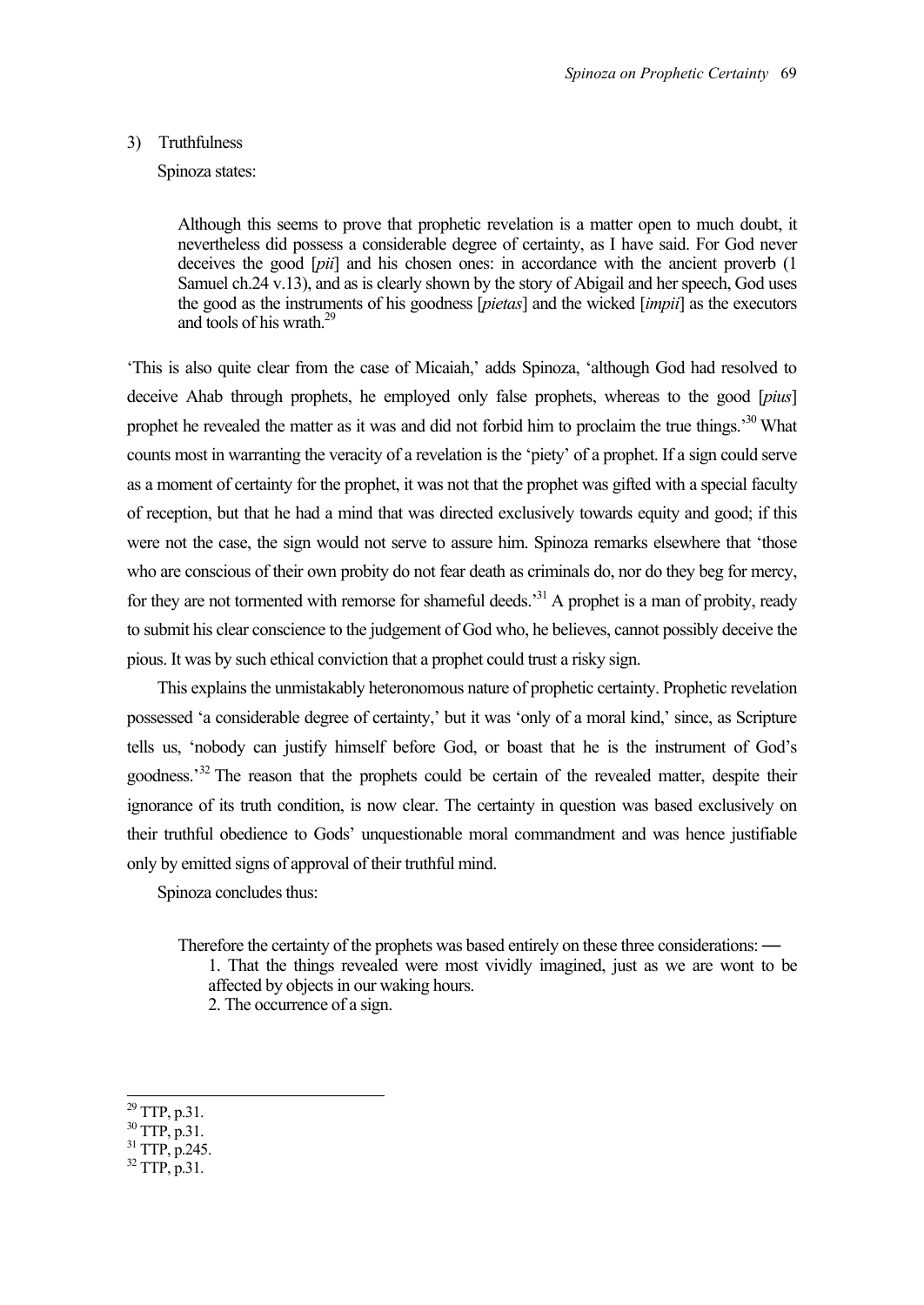3) Truthfulness

Spinoza states:

> Although this seems to prove that prophetic revelation is a matter open to much doubt, it nevertheless did possess a considerable degree of certainty, as I have said. For God never deceives the good [*pii*] and his chosen ones: in accordance with the ancient proverb (1 Samuel ch.24 v.13), and as is clearly shown by the story of Abigail and her speech, God uses the good as the instruments of his goodness [*pietas*] and the wicked [*impii*] as the executors and tools of his wrath.[29]

'This is also quite clear from the case of Micaiah,' adds Spinoza, 'although God had resolved to deceive Ahab through prophets, he employed only false prophets, whereas to the good [*pius*] prophet he revealed the matter as it was and did not forbid him to proclaim the true things.'[30] What counts most in warranting the veracity of a revelation is the 'piety' of a prophet. If a sign could serve as a moment of certainty for the prophet, it was not that the prophet was gifted with a special faculty of reception, but that he had a mind that was directed exclusively towards equity and good; if this were not the case, the sign would not serve to assure him. Spinoza remarks elsewhere that 'those who are conscious of their own probity do not fear death as criminals do, nor do they beg for mercy, for they are not tormented with remorse for shameful deeds.'[31] A prophet is a man of probity, ready to submit his clear conscience to the judgement of God who, he believes, cannot possibly deceive the pious. It was by such ethical conviction that a prophet could trust a risky sign.

This explains the unmistakably heteronomous nature of prophetic certainty. Prophetic revelation possessed 'a considerable degree of certainty,' but it was 'only of a moral kind,' since, as Scripture tells us, 'nobody can justify himself before God, or boast that he is the instrument of God's goodness.'[32] The reason that the prophets could be certain of the revealed matter, despite their ignorance of its truth condition, is now clear. The certainty in question was based exclusively on their truthful obedience to Gods' unquestionable moral commandment and was hence justifiable only by emitted signs of approval of their truthful mind.

Spinoza concludes thus:

> Therefore the certainty of the prophets was based entirely on these three considerations: —
>
> 1. That the things revealed were most vividly imagined, just as we are wont to be affected by objects in our waking hours.
> 2. The occurrence of a sign.

[29] TTP, p.31.

[30] TTP, p.31.

[31] TTP, p.245.

[32] TTP, p.31.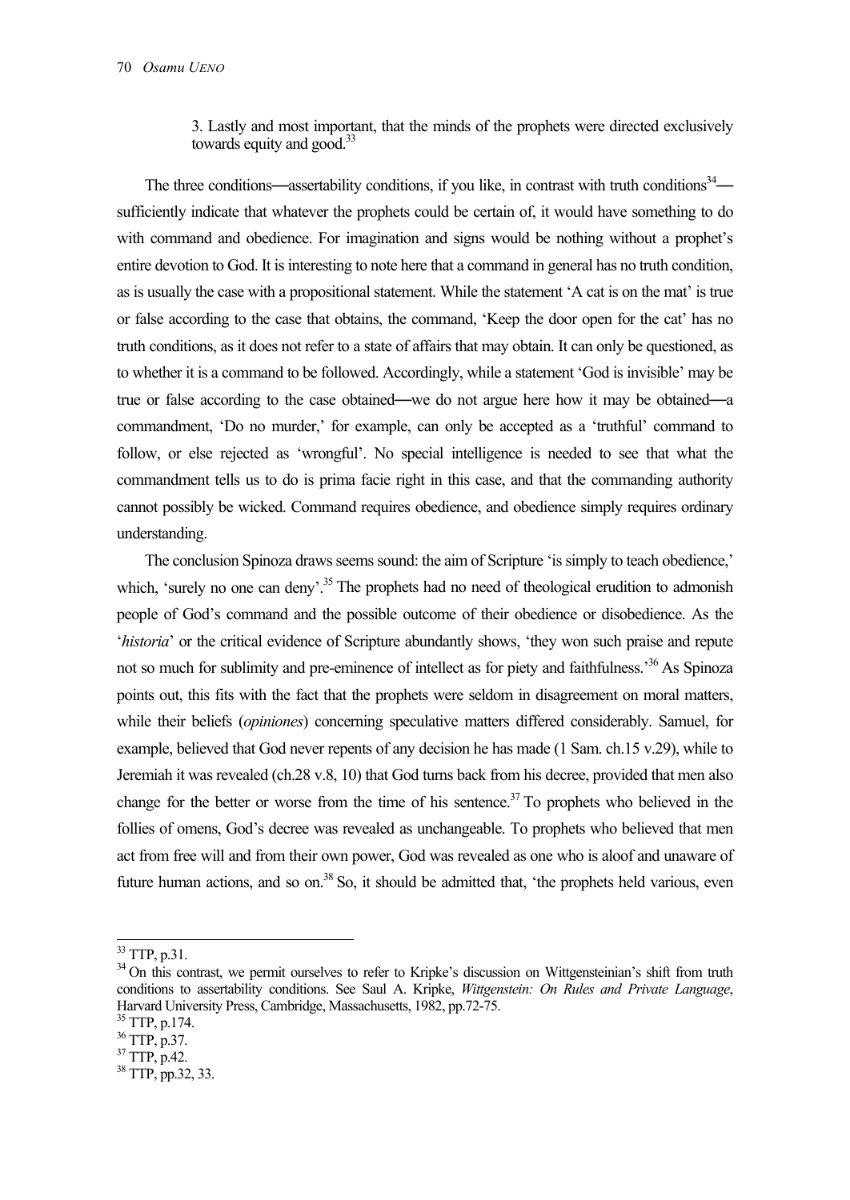3. Lastly and most important, that the minds of the prophets were directed exclusively towards equity and good.[33]

The three conditions—assertability conditions, if you like, in contrast with truth conditions[34]—sufficiently indicate that whatever the prophets could be certain of, it would have something to do with command and obedience. For imagination and signs would be nothing without a prophet's entire devotion to God. It is interesting to note here that a command in general has no truth condition, as is usually the case with a propositional statement. While the statement 'A cat is on the mat' is true or false according to the case that obtains, the command, 'Keep the door open for the cat' has no truth conditions, as it does not refer to a state of affairs that may obtain. It can only be questioned, as to whether it is a command to be followed. Accordingly, while a statement 'God is invisible' may be true or false according to the case obtained—we do not argue here how it may be obtained—a commandment, 'Do no murder,' for example, can only be accepted as a 'truthful' command to follow, or else rejected as 'wrongful'. No special intelligence is needed to see that what the commandment tells us to do is prima facie right in this case, and that the commanding authority cannot possibly be wicked. Command requires obedience, and obedience simply requires ordinary understanding.

The conclusion Spinoza draws seems sound: the aim of Scripture 'is simply to teach obedience,' which, 'surely no one can deny'.[35] The prophets had no need of theological erudition to admonish people of God's command and the possible outcome of their obedience or disobedience. As the '*historia*' or the critical evidence of Scripture abundantly shows, 'they won such praise and repute not so much for sublimity and pre-eminence of intellect as for piety and faithfulness.'[36] As Spinoza points out, this fits with the fact that the prophets were seldom in disagreement on moral matters, while their beliefs (*opiniones*) concerning speculative matters differed considerably. Samuel, for example, believed that God never repents of any decision he has made (1 Sam. ch.15 v.29), while to Jeremiah it was revealed (ch.28 v.8, 10) that God turns back from his decree, provided that men also change for the better or worse from the time of his sentence.[37] To prophets who believed in the follies of omens, God's decree was revealed as unchangeable. To prophets who believed that men act from free will and from their own power, God was revealed as one who is aloof and unaware of future human actions, and so on.[38] So, it should be admitted that, 'the prophets held various, even

---

[33] TTP, p.31.

[34] On this contrast, we permit ourselves to refer to Kripke's discussion on Wittgensteinian's shift from truth conditions to assertability conditions. See Saul A. Kripke, *Wittgenstein: On Rules and Private Language*, Harvard University Press, Cambridge, Massachusetts, 1982, pp.72-75.

[35] TTP, p.174.

[36] TTP, p.37.

[37] TTP, p.42.

[38] TTP, pp.32, 33.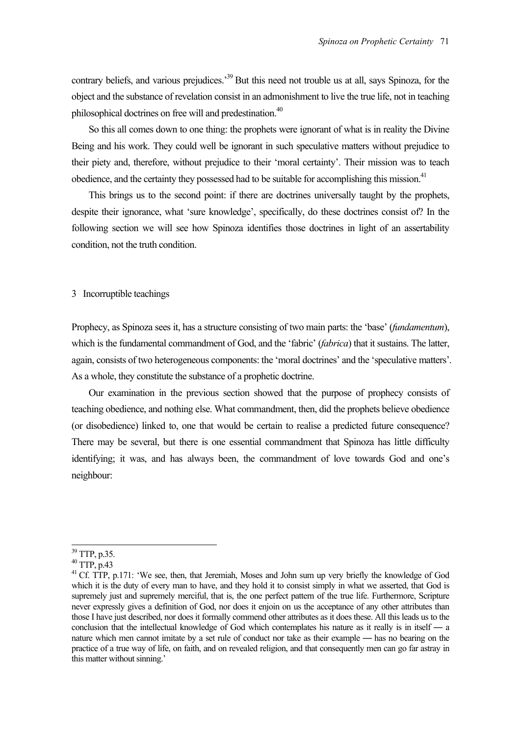contrary beliefs, and various prejudices.'[39] But this need not trouble us at all, says Spinoza, for the object and the substance of revelation consist in an admonishment to live the true life, not in teaching philosophical doctrines on free will and predestination.[40]

So this all comes down to one thing: the prophets were ignorant of what is in reality the Divine Being and his work. They could well be ignorant in such speculative matters without prejudice to their piety and, therefore, without prejudice to their 'moral certainty'. Their mission was to teach obedience, and the certainty they possessed had to be suitable for accomplishing this mission.[41]

This brings us to the second point: if there are doctrines universally taught by the prophets, despite their ignorance, what 'sure knowledge', specifically, do these doctrines consist of? In the following section we will see how Spinoza identifies those doctrines in light of an assertability condition, not the truth condition.

## 3 Incorruptible teachings

Prophecy, as Spinoza sees it, has a structure consisting of two main parts: the 'base' (*fundamentum*), which is the fundamental commandment of God, and the 'fabric' (*fabrica*) that it sustains. The latter, again, consists of two heterogeneous components: the 'moral doctrines' and the 'speculative matters'. As a whole, they constitute the substance of a prophetic doctrine.

Our examination in the previous section showed that the purpose of prophecy consists of teaching obedience, and nothing else. What commandment, then, did the prophets believe obedience (or disobedience) linked to, one that would be certain to realise a predicted future consequence? There may be several, but there is one essential commandment that Spinoza has little difficulty identifying; it was, and has always been, the commandment of love towards God and one's neighbour:

---

[39] TTP, p.35.

[40] TTP, p.43

[41] Cf. TTP, p.171: 'We see, then, that Jeremiah, Moses and John sum up very briefly the knowledge of God which it is the duty of every man to have, and they hold it to consist simply in what we asserted, that God is supremely just and supremely merciful, that is, the one perfect pattern of the true life. Furthermore, Scripture never expressly gives a definition of God, nor does it enjoin on us the acceptance of any other attributes than those I have just described, nor does it formally commend other attributes as it does these. All this leads us to the conclusion that the intellectual knowledge of God which contemplates his nature as it really is in itself — a nature which men cannot imitate by a set rule of conduct nor take as their example — has no bearing on the practice of a true way of life, on faith, and on revealed religion, and that consequently men can go far astray in this matter without sinning.'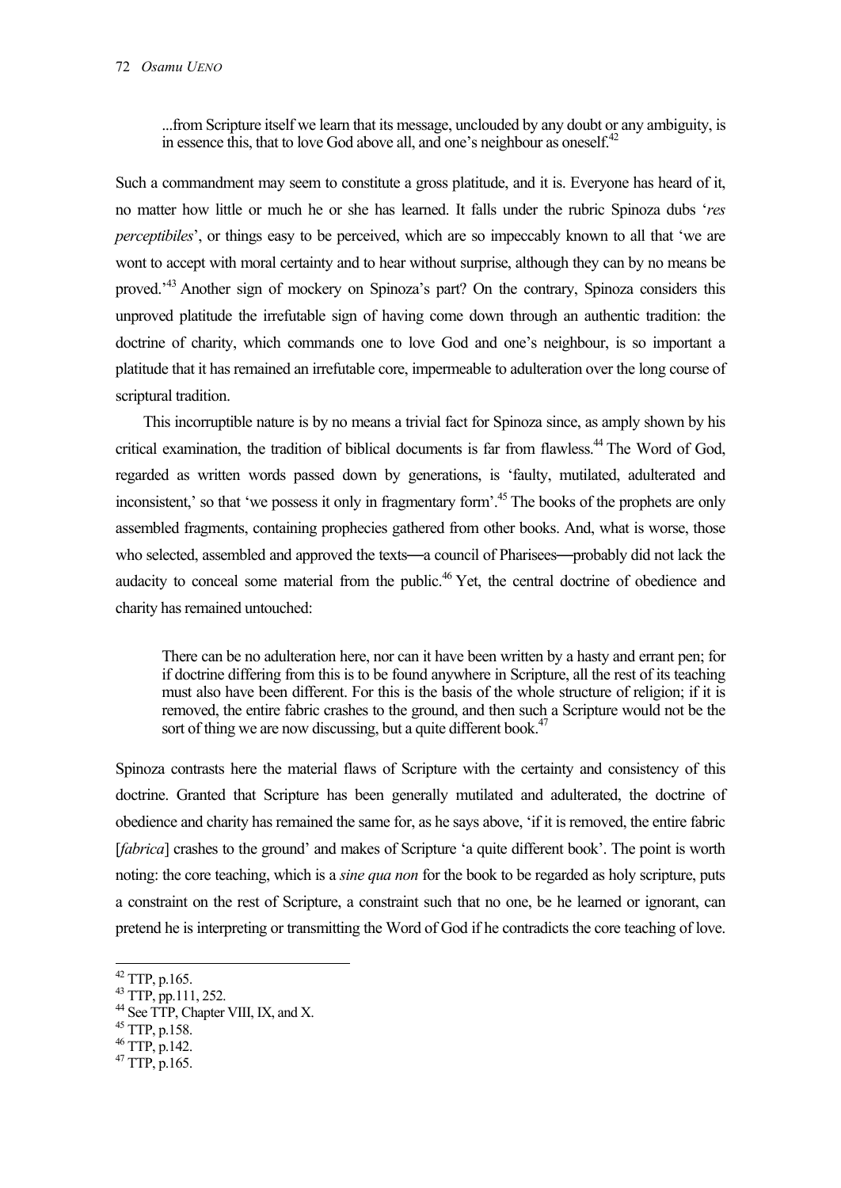> ...from Scripture itself we learn that its message, unclouded by any doubt or any ambiguity, is in essence this, that to love God above all, and one's neighbour as oneself.[42]

Such a commandment may seem to constitute a gross platitude, and it is. Everyone has heard of it, no matter how little or much he or she has learned. It falls under the rubric Spinoza dubs '*res perceptibiles*', or things easy to be perceived, which are so impeccably known to all that 'we are wont to accept with moral certainty and to hear without surprise, although they can by no means be proved.'[43] Another sign of mockery on Spinoza's part? On the contrary, Spinoza considers this unproved platitude the irrefutable sign of having come down through an authentic tradition: the doctrine of charity, which commands one to love God and one's neighbour, is so important a platitude that it has remained an irrefutable core, impermeable to adulteration over the long course of scriptural tradition.

This incorruptible nature is by no means a trivial fact for Spinoza since, as amply shown by his critical examination, the tradition of biblical documents is far from flawless.[44] The Word of God, regarded as written words passed down by generations, is 'faulty, mutilated, adulterated and inconsistent,' so that 'we possess it only in fragmentary form'.[45] The books of the prophets are only assembled fragments, containing prophecies gathered from other books. And, what is worse, those who selected, assembled and approved the texts—a council of Pharisees—probably did not lack the audacity to conceal some material from the public.[46] Yet, the central doctrine of obedience and charity has remained untouched:

> There can be no adulteration here, nor can it have been written by a hasty and errant pen; for if doctrine differing from this is to be found anywhere in Scripture, all the rest of its teaching must also have been different. For this is the basis of the whole structure of religion; if it is removed, the entire fabric crashes to the ground, and then such a Scripture would not be the sort of thing we are now discussing, but a quite different book.[47]

Spinoza contrasts here the material flaws of Scripture with the certainty and consistency of this doctrine. Granted that Scripture has been generally mutilated and adulterated, the doctrine of obedience and charity has remained the same for, as he says above, 'if it is removed, the entire fabric [*fabrica*] crashes to the ground' and makes of Scripture 'a quite different book'. The point is worth noting: the core teaching, which is a *sine qua non* for the book to be regarded as holy scripture, puts a constraint on the rest of Scripture, a constraint such that no one, be he learned or ignorant, can pretend he is interpreting or transmitting the Word of God if he contradicts the core teaching of love.

---

[42] TTP, p.165.
[43] TTP, pp.111, 252.
[44] See TTP, Chapter VIII, IX, and X.
[45] TTP, p.158.
[46] TTP, p.142.
[47] TTP, p.165.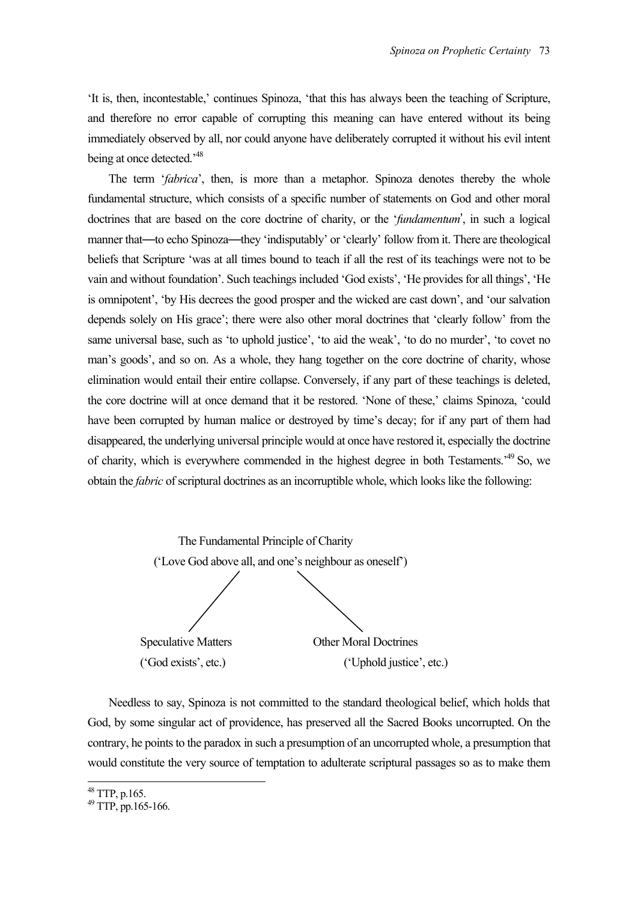'It is, then, incontestable,' continues Spinoza, 'that this has always been the teaching of Scripture, and therefore no error capable of corrupting this meaning can have entered without its being immediately observed by all, nor could anyone have deliberately corrupted it without his evil intent being at once detected.'[48]

The term '*fabrica*', then, is more than a metaphor. Spinoza denotes thereby the whole fundamental structure, which consists of a specific number of statements on God and other moral doctrines that are based on the core doctrine of charity, or the '*fundamentum*', in such a logical manner that—to echo Spinoza—they 'indisputably' or 'clearly' follow from it. There are theological beliefs that Scripture 'was at all times bound to teach if all the rest of its teachings were not to be vain and without foundation'. Such teachings included 'God exists', 'He provides for all things', 'He is omnipotent', 'by His decrees the good prosper and the wicked are cast down', and 'our salvation depends solely on His grace'; there were also other moral doctrines that 'clearly follow' from the same universal base, such as 'to uphold justice', 'to aid the weak', 'to do no murder', 'to covet no man's goods', and so on. As a whole, they hang together on the core doctrine of charity, whose elimination would entail their entire collapse. Conversely, if any part of these teachings is deleted, the core doctrine will at once demand that it be restored. 'None of these,' claims Spinoza, 'could have been corrupted by human malice or destroyed by time's decay; for if any part of them had disappeared, the underlying universal principle would at once have restored it, especially the doctrine of charity, which is everywhere commended in the highest degree in both Testaments.'[49] So, we obtain the *fabric* of scriptural doctrines as an incorruptible whole, which looks like the following:

```
                 The Fundamental Principle of Charity
         ('Love God above all, and one's neighbour as oneself')
                        /                    \
                       /                      \
        Speculative Matters              Other Moral Doctrines
        ('God exists', etc.)             ('Uphold justice', etc.)
```

Needless to say, Spinoza is not committed to the standard theological belief, which holds that God, by some singular act of providence, has preserved all the Sacred Books uncorrupted. On the contrary, he points to the paradox in such a presumption of an uncorrupted whole, a presumption that would constitute the very source of temptation to adulterate scriptural passages so as to make them

[48] TTP, p.165.

[49] TTP, pp.165-166.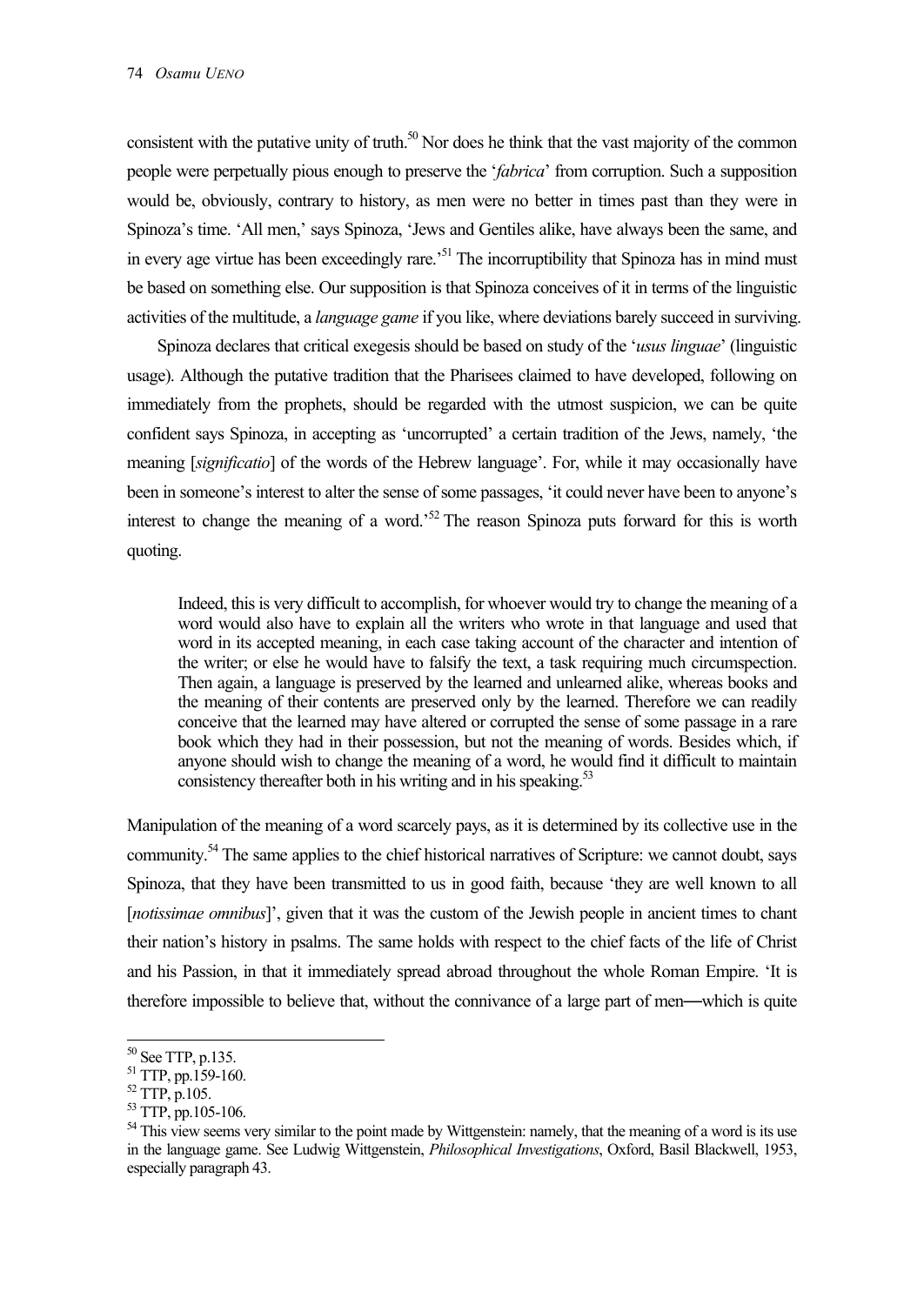consistent with the putative unity of truth.[50] Nor does he think that the vast majority of the common people were perpetually pious enough to preserve the '*fabrica*' from corruption. Such a supposition would be, obviously, contrary to history, as men were no better in times past than they were in Spinoza's time. 'All men,' says Spinoza, 'Jews and Gentiles alike, have always been the same, and in every age virtue has been exceedingly rare.'[51] The incorruptibility that Spinoza has in mind must be based on something else. Our supposition is that Spinoza conceives of it in terms of the linguistic activities of the multitude, a *language game* if you like, where deviations barely succeed in surviving.

Spinoza declares that critical exegesis should be based on study of the '*usus linguae*' (linguistic usage). Although the putative tradition that the Pharisees claimed to have developed, following on immediately from the prophets, should be regarded with the utmost suspicion, we can be quite confident says Spinoza, in accepting as 'uncorrupted' a certain tradition of the Jews, namely, 'the meaning [*significatio*] of the words of the Hebrew language'. For, while it may occasionally have been in someone's interest to alter the sense of some passages, 'it could never have been to anyone's interest to change the meaning of a word.'[52] The reason Spinoza puts forward for this is worth quoting.

> Indeed, this is very difficult to accomplish, for whoever would try to change the meaning of a word would also have to explain all the writers who wrote in that language and used that word in its accepted meaning, in each case taking account of the character and intention of the writer; or else he would have to falsify the text, a task requiring much circumspection. Then again, a language is preserved by the learned and unlearned alike, whereas books and the meaning of their contents are preserved only by the learned. Therefore we can readily conceive that the learned may have altered or corrupted the sense of some passage in a rare book which they had in their possession, but not the meaning of words. Besides which, if anyone should wish to change the meaning of a word, he would find it difficult to maintain consistency thereafter both in his writing and in his speaking.[53]

Manipulation of the meaning of a word scarcely pays, as it is determined by its collective use in the community.[54] The same applies to the chief historical narratives of Scripture: we cannot doubt, says Spinoza, that they have been transmitted to us in good faith, because 'they are well known to all [*notissimae omnibus*]', given that it was the custom of the Jewish people in ancient times to chant their nation's history in psalms. The same holds with respect to the chief facts of the life of Christ and his Passion, in that it immediately spread abroad throughout the whole Roman Empire. 'It is therefore impossible to believe that, without the connivance of a large part of men—which is quite

---

[50] See TTP, p.135.

[51] TTP, pp.159-160.

[52] TTP, p.105.

[53] TTP, pp.105-106.

[54] This view seems very similar to the point made by Wittgenstein: namely, that the meaning of a word is its use in the language game. See Ludwig Wittgenstein, *Philosophical Investigations*, Oxford, Basil Blackwell, 1953, especially paragraph 43.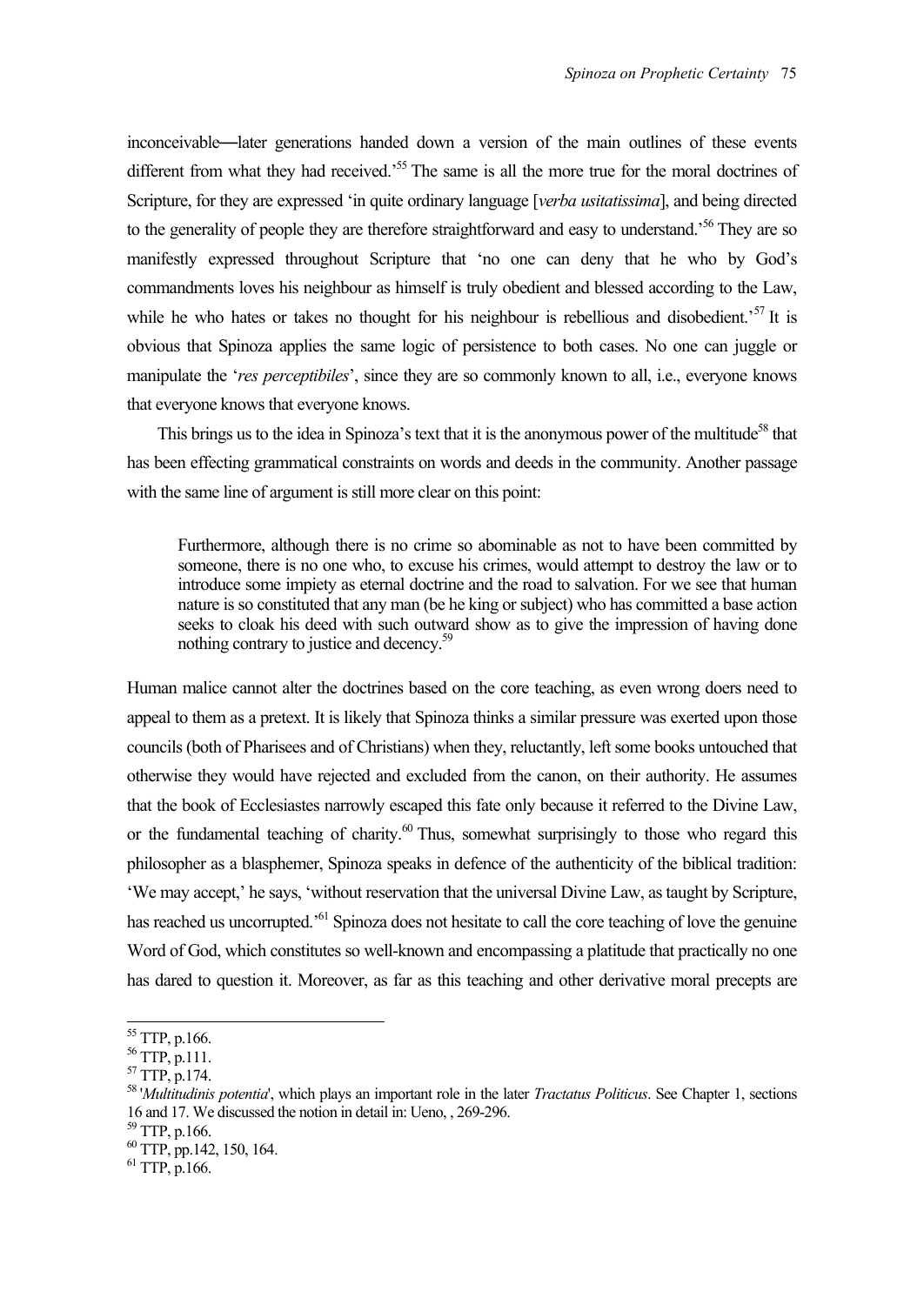inconceivable—later generations handed down a version of the main outlines of these events different from what they had received.'[55] The same is all the more true for the moral doctrines of Scripture, for they are expressed 'in quite ordinary language [*verba usitatissima*], and being directed to the generality of people they are therefore straightforward and easy to understand.'[56] They are so manifestly expressed throughout Scripture that 'no one can deny that he who by God's commandments loves his neighbour as himself is truly obedient and blessed according to the Law, while he who hates or takes no thought for his neighbour is rebellious and disobedient.'[57] It is obvious that Spinoza applies the same logic of persistence to both cases. No one can juggle or manipulate the '*res perceptibiles*', since they are so commonly known to all, i.e., everyone knows that everyone knows that everyone knows.

This brings us to the idea in Spinoza's text that it is the anonymous power of the multitude[58] that has been effecting grammatical constraints on words and deeds in the community. Another passage with the same line of argument is still more clear on this point:

> Furthermore, although there is no crime so abominable as not to have been committed by someone, there is no one who, to excuse his crimes, would attempt to destroy the law or to introduce some impiety as eternal doctrine and the road to salvation. For we see that human nature is so constituted that any man (be he king or subject) who has committed a base action seeks to cloak his deed with such outward show as to give the impression of having done nothing contrary to justice and decency.[59]

Human malice cannot alter the doctrines based on the core teaching, as even wrong doers need to appeal to them as a pretext. It is likely that Spinoza thinks a similar pressure was exerted upon those councils (both of Pharisees and of Christians) when they, reluctantly, left some books untouched that otherwise they would have rejected and excluded from the canon, on their authority. He assumes that the book of Ecclesiastes narrowly escaped this fate only because it referred to the Divine Law, or the fundamental teaching of charity.[60] Thus, somewhat surprisingly to those who regard this philosopher as a blasphemer, Spinoza speaks in defence of the authenticity of the biblical tradition: 'We may accept,' he says, 'without reservation that the universal Divine Law, as taught by Scripture, has reached us uncorrupted.'[61] Spinoza does not hesitate to call the core teaching of love the genuine Word of God, which constitutes so well-known and encompassing a platitude that practically no one has dared to question it. Moreover, as far as this teaching and other derivative moral precepts are

---

[55] TTP, p.166.

[56] TTP, p.111.

[57] TTP, p.174.

[58] '*Multitudinis potentia*', which plays an important role in the later *Tractatus Politicus*. See Chapter 1, sections 16 and 17. We discussed the notion in detail in: Ueno, , 269-296.

[59] TTP, p.166.

[60] TTP, pp.142, 150, 164.

[61] TTP, p.166.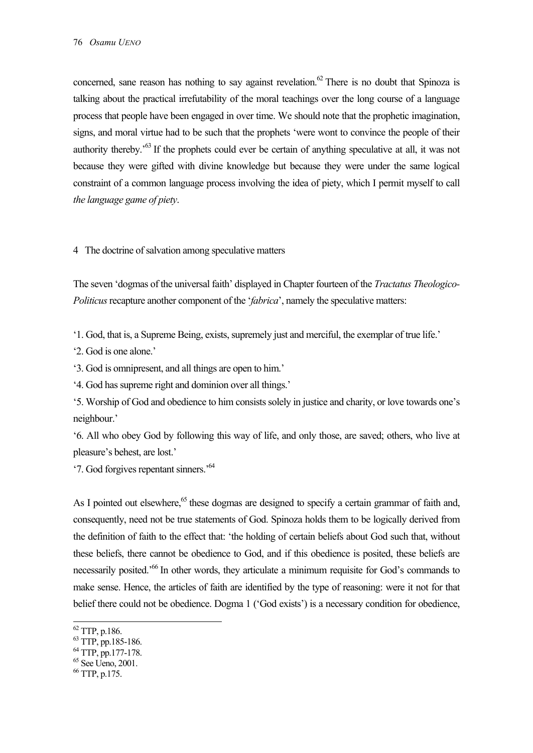concerned, sane reason has nothing to say against revelation.[62] There is no doubt that Spinoza is talking about the practical irrefutability of the moral teachings over the long course of a language process that people have been engaged in over time. We should note that the prophetic imagination, signs, and moral virtue had to be such that the prophets 'were wont to convince the people of their authority thereby.'[63] If the prophets could ever be certain of anything speculative at all, it was not because they were gifted with divine knowledge but because they were under the same logical constraint of a common language process involving the idea of piety, which I permit myself to call *the language game of piety*.

## 4 The doctrine of salvation among speculative matters

The seven 'dogmas of the universal faith' displayed in Chapter fourteen of the *Tractatus Theologico-Politicus* recapture another component of the '*fabrica*', namely the speculative matters:

'1. God, that is, a Supreme Being, exists, supremely just and merciful, the exemplar of true life.'

'2. God is one alone.'

'3. God is omnipresent, and all things are open to him.'

'4. God has supreme right and dominion over all things.'

'5. Worship of God and obedience to him consists solely in justice and charity, or love towards one's neighbour.'

'6. All who obey God by following this way of life, and only those, are saved; others, who live at pleasure's behest, are lost.'

'7. God forgives repentant sinners.'[64]

As I pointed out elsewhere,[65] these dogmas are designed to specify a certain grammar of faith and, consequently, need not be true statements of God. Spinoza holds them to be logically derived from the definition of faith to the effect that: 'the holding of certain beliefs about God such that, without these beliefs, there cannot be obedience to God, and if this obedience is posited, these beliefs are necessarily posited.'[66] In other words, they articulate a minimum requisite for God's commands to make sense. Hence, the articles of faith are identified by the type of reasoning: were it not for that belief there could not be obedience. Dogma 1 ('God exists') is a necessary condition for obedience,

---

[62] TTP, p.186.
[63] TTP, pp.185-186.
[64] TTP, pp.177-178.
[65] See Ueno, 2001.
[66] TTP, p.175.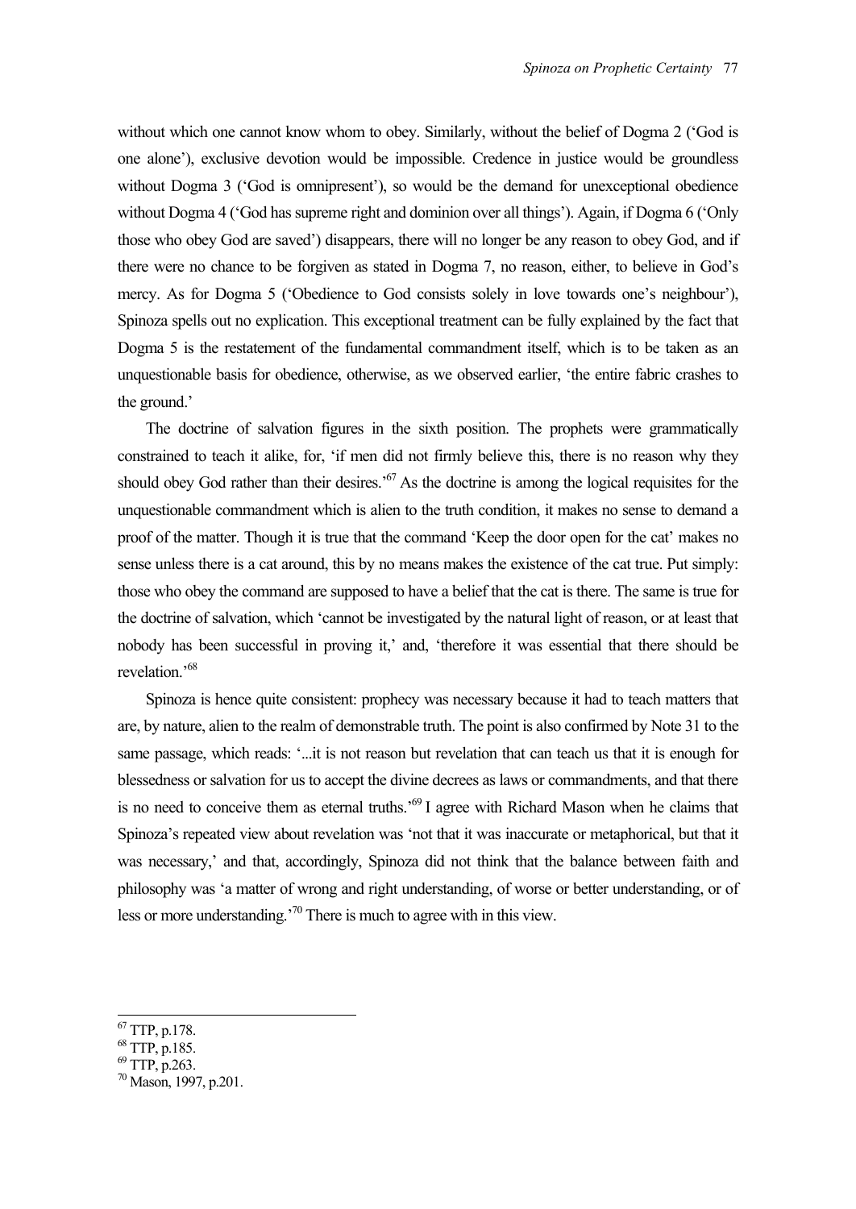without which one cannot know whom to obey. Similarly, without the belief of Dogma 2 ('God is one alone'), exclusive devotion would be impossible. Credence in justice would be groundless without Dogma 3 ('God is omnipresent'), so would be the demand for unexceptional obedience without Dogma 4 ('God has supreme right and dominion over all things'). Again, if Dogma 6 ('Only those who obey God are saved') disappears, there will no longer be any reason to obey God, and if there were no chance to be forgiven as stated in Dogma 7, no reason, either, to believe in God's mercy. As for Dogma 5 ('Obedience to God consists solely in love towards one's neighbour'), Spinoza spells out no explication. This exceptional treatment can be fully explained by the fact that Dogma 5 is the restatement of the fundamental commandment itself, which is to be taken as an unquestionable basis for obedience, otherwise, as we observed earlier, 'the entire fabric crashes to the ground.'

The doctrine of salvation figures in the sixth position. The prophets were grammatically constrained to teach it alike, for, 'if men did not firmly believe this, there is no reason why they should obey God rather than their desires.'[67] As the doctrine is among the logical requisites for the unquestionable commandment which is alien to the truth condition, it makes no sense to demand a proof of the matter. Though it is true that the command 'Keep the door open for the cat' makes no sense unless there is a cat around, this by no means makes the existence of the cat true. Put simply: those who obey the command are supposed to have a belief that the cat is there. The same is true for the doctrine of salvation, which 'cannot be investigated by the natural light of reason, or at least that nobody has been successful in proving it,' and, 'therefore it was essential that there should be revelation.'[68]

Spinoza is hence quite consistent: prophecy was necessary because it had to teach matters that are, by nature, alien to the realm of demonstrable truth. The point is also confirmed by Note 31 to the same passage, which reads: '...it is not reason but revelation that can teach us that it is enough for blessedness or salvation for us to accept the divine decrees as laws or commandments, and that there is no need to conceive them as eternal truths.'[69] I agree with Richard Mason when he claims that Spinoza's repeated view about revelation was 'not that it was inaccurate or metaphorical, but that it was necessary,' and that, accordingly, Spinoza did not think that the balance between faith and philosophy was 'a matter of wrong and right understanding, of worse or better understanding, or of less or more understanding.'[70] There is much to agree with in this view.

---

[67] TTP, p.178.

[68] TTP, p.185.

[69] TTP, p.263.

[70] Mason, 1997, p.201.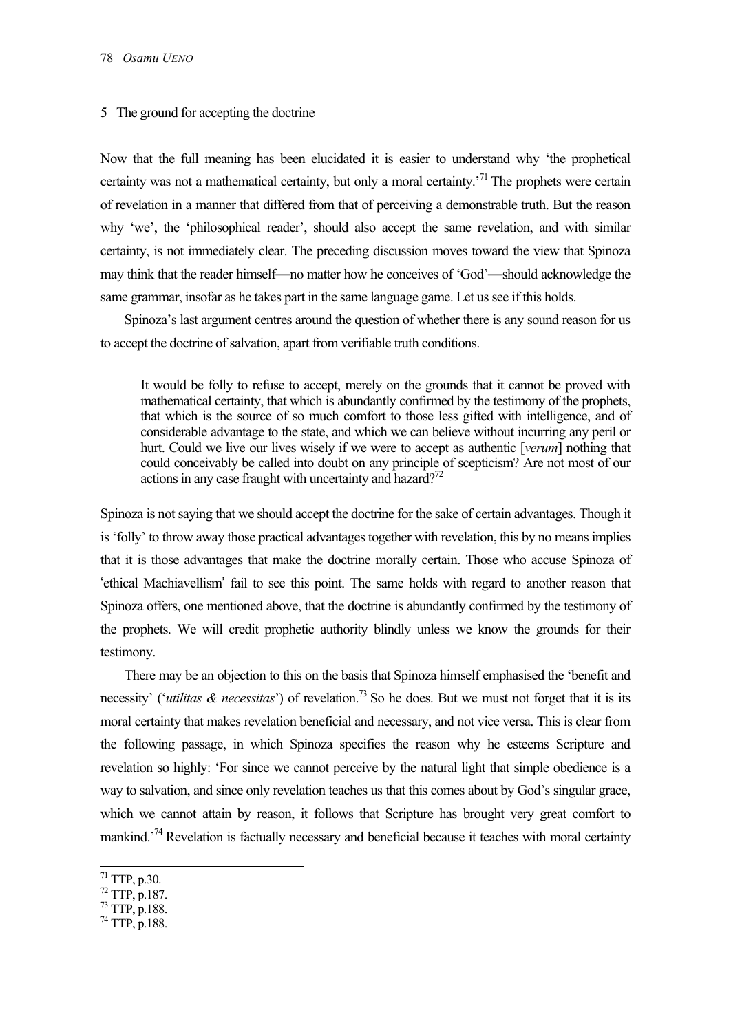## 5 The ground for accepting the doctrine

Now that the full meaning has been elucidated it is easier to understand why 'the prophetical certainty was not a mathematical certainty, but only a moral certainty.'[71] The prophets were certain of revelation in a manner that differed from that of perceiving a demonstrable truth. But the reason why 'we', the 'philosophical reader', should also accept the same revelation, and with similar certainty, is not immediately clear. The preceding discussion moves toward the view that Spinoza may think that the reader himself—no matter how he conceives of 'God'—should acknowledge the same grammar, insofar as he takes part in the same language game. Let us see if this holds.

Spinoza's last argument centres around the question of whether there is any sound reason for us to accept the doctrine of salvation, apart from verifiable truth conditions.

> It would be folly to refuse to accept, merely on the grounds that it cannot be proved with mathematical certainty, that which is abundantly confirmed by the testimony of the prophets, that which is the source of so much comfort to those less gifted with intelligence, and of considerable advantage to the state, and which we can believe without incurring any peril or hurt. Could we live our lives wisely if we were to accept as authentic [*verum*] nothing that could conceivably be called into doubt on any principle of scepticism? Are not most of our actions in any case fraught with uncertainty and hazard?[72]

Spinoza is not saying that we should accept the doctrine for the sake of certain advantages. Though it is 'folly' to throw away those practical advantages together with revelation, this by no means implies that it is those advantages that make the doctrine morally certain. Those who accuse Spinoza of 'ethical Machiavellism' fail to see this point. The same holds with regard to another reason that Spinoza offers, one mentioned above, that the doctrine is abundantly confirmed by the testimony of the prophets. We will credit prophetic authority blindly unless we know the grounds for their testimony.

There may be an objection to this on the basis that Spinoza himself emphasised the 'benefit and necessity' ('*utilitas & necessitas*') of revelation.[73] So he does. But we must not forget that it is its moral certainty that makes revelation beneficial and necessary, and not vice versa. This is clear from the following passage, in which Spinoza specifies the reason why he esteems Scripture and revelation so highly: 'For since we cannot perceive by the natural light that simple obedience is a way to salvation, and since only revelation teaches us that this comes about by God's singular grace, which we cannot attain by reason, it follows that Scripture has brought very great comfort to mankind.'[74] Revelation is factually necessary and beneficial because it teaches with moral certainty

---

[71] TTP, p.30.

[72] TTP, p.187.

[73] TTP, p.188.

[74] TTP, p.188.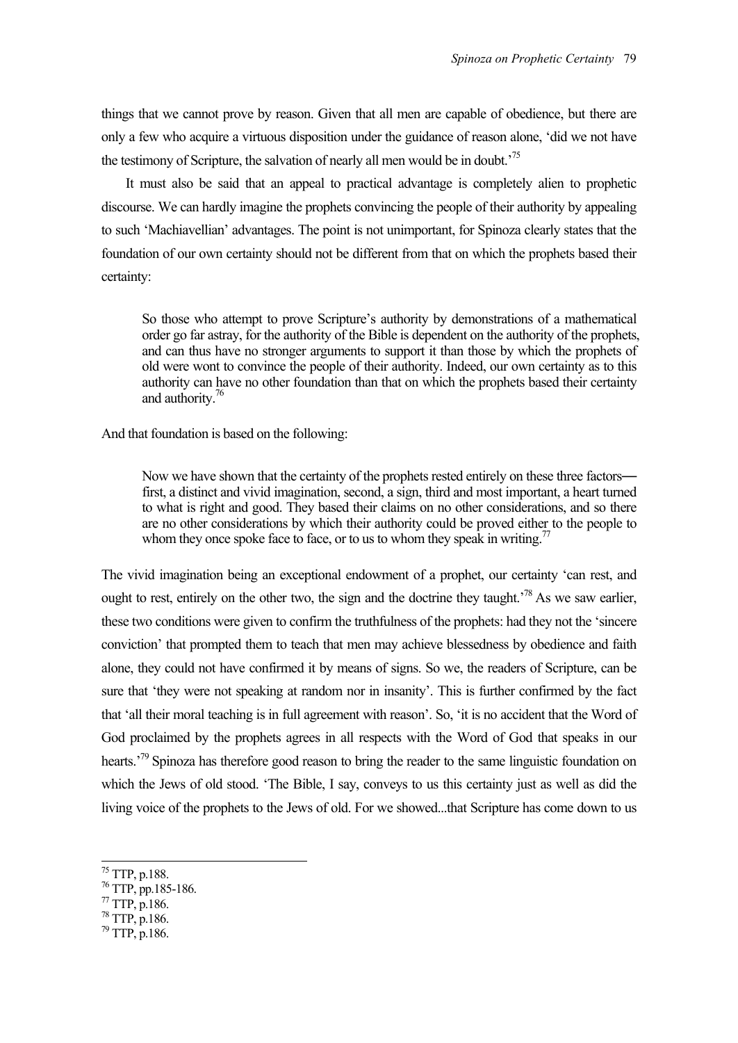things that we cannot prove by reason. Given that all men are capable of obedience, but there are only a few who acquire a virtuous disposition under the guidance of reason alone, 'did we not have the testimony of Scripture, the salvation of nearly all men would be in doubt.'[75]

It must also be said that an appeal to practical advantage is completely alien to prophetic discourse. We can hardly imagine the prophets convincing the people of their authority by appealing to such 'Machiavellian' advantages. The point is not unimportant, for Spinoza clearly states that the foundation of our own certainty should not be different from that on which the prophets based their certainty:

> So those who attempt to prove Scripture's authority by demonstrations of a mathematical order go far astray, for the authority of the Bible is dependent on the authority of the prophets, and can thus have no stronger arguments to support it than those by which the prophets of old were wont to convince the people of their authority. Indeed, our own certainty as to this authority can have no other foundation than that on which the prophets based their certainty and authority.[76]

And that foundation is based on the following:

> Now we have shown that the certainty of the prophets rested entirely on these three factors—first, a distinct and vivid imagination, second, a sign, third and most important, a heart turned to what is right and good. They based their claims on no other considerations, and so there are no other considerations by which their authority could be proved either to the people to whom they once spoke face to face, or to us to whom they speak in writing.[77]

The vivid imagination being an exceptional endowment of a prophet, our certainty 'can rest, and ought to rest, entirely on the other two, the sign and the doctrine they taught.'[78] As we saw earlier, these two conditions were given to confirm the truthfulness of the prophets: had they not the 'sincere conviction' that prompted them to teach that men may achieve blessedness by obedience and faith alone, they could not have confirmed it by means of signs. So we, the readers of Scripture, can be sure that 'they were not speaking at random nor in insanity'. This is further confirmed by the fact that 'all their moral teaching is in full agreement with reason'. So, 'it is no accident that the Word of God proclaimed by the prophets agrees in all respects with the Word of God that speaks in our hearts.'[79] Spinoza has therefore good reason to bring the reader to the same linguistic foundation on which the Jews of old stood. 'The Bible, I say, conveys to us this certainty just as well as did the living voice of the prophets to the Jews of old. For we showed...that Scripture has come down to us

---

[75] TTP, p.188.

[76] TTP, pp.185-186.

[77] TTP, p.186.

[78] TTP, p.186.

[79] TTP, p.186.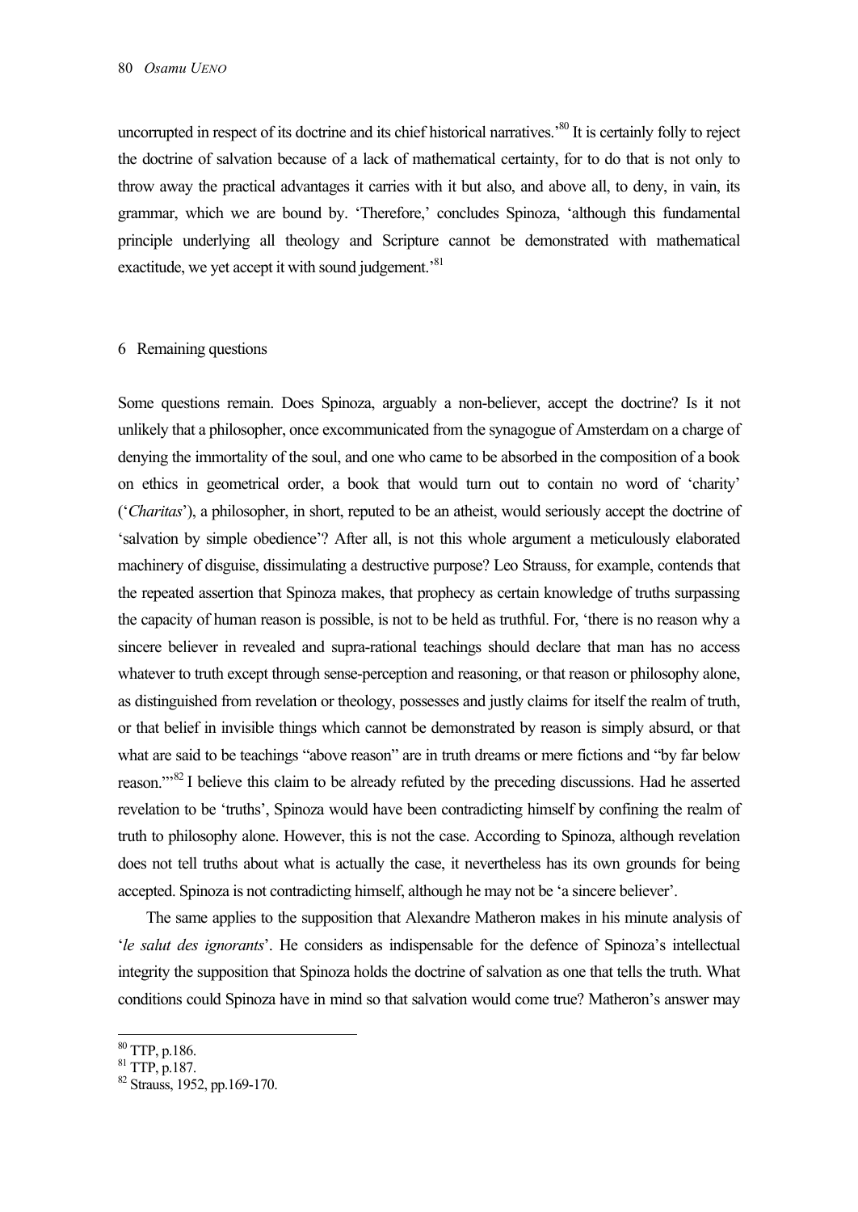uncorrupted in respect of its doctrine and its chief historical narratives.'[80] It is certainly folly to reject the doctrine of salvation because of a lack of mathematical certainty, for to do that is not only to throw away the practical advantages it carries with it but also, and above all, to deny, in vain, its grammar, which we are bound by. 'Therefore,' concludes Spinoza, 'although this fundamental principle underlying all theology and Scripture cannot be demonstrated with mathematical exactitude, we yet accept it with sound judgement.'[81]

## 6 Remaining questions

Some questions remain. Does Spinoza, arguably a non-believer, accept the doctrine? Is it not unlikely that a philosopher, once excommunicated from the synagogue of Amsterdam on a charge of denying the immortality of the soul, and one who came to be absorbed in the composition of a book on ethics in geometrical order, a book that would turn out to contain no word of 'charity' ('*Charitas*'), a philosopher, in short, reputed to be an atheist, would seriously accept the doctrine of 'salvation by simple obedience'? After all, is not this whole argument a meticulously elaborated machinery of disguise, dissimulating a destructive purpose? Leo Strauss, for example, contends that the repeated assertion that Spinoza makes, that prophecy as certain knowledge of truths surpassing the capacity of human reason is possible, is not to be held as truthful. For, 'there is no reason why a sincere believer in revealed and supra-rational teachings should declare that man has no access whatever to truth except through sense-perception and reasoning, or that reason or philosophy alone, as distinguished from revelation or theology, possesses and justly claims for itself the realm of truth, or that belief in invisible things which cannot be demonstrated by reason is simply absurd, or that what are said to be teachings "above reason" are in truth dreams or mere fictions and "by far below reason."'[82] I believe this claim to be already refuted by the preceding discussions. Had he asserted revelation to be 'truths', Spinoza would have been contradicting himself by confining the realm of truth to philosophy alone. However, this is not the case. According to Spinoza, although revelation does not tell truths about what is actually the case, it nevertheless has its own grounds for being accepted. Spinoza is not contradicting himself, although he may not be 'a sincere believer'.

The same applies to the supposition that Alexandre Matheron makes in his minute analysis of '*le salut des ignorants*'. He considers as indispensable for the defence of Spinoza's intellectual integrity the supposition that Spinoza holds the doctrine of salvation as one that tells the truth. What conditions could Spinoza have in mind so that salvation would come true? Matheron's answer may

[80] TTP, p.186.

[81] TTP, p.187.

[82] Strauss, 1952, pp.169-170.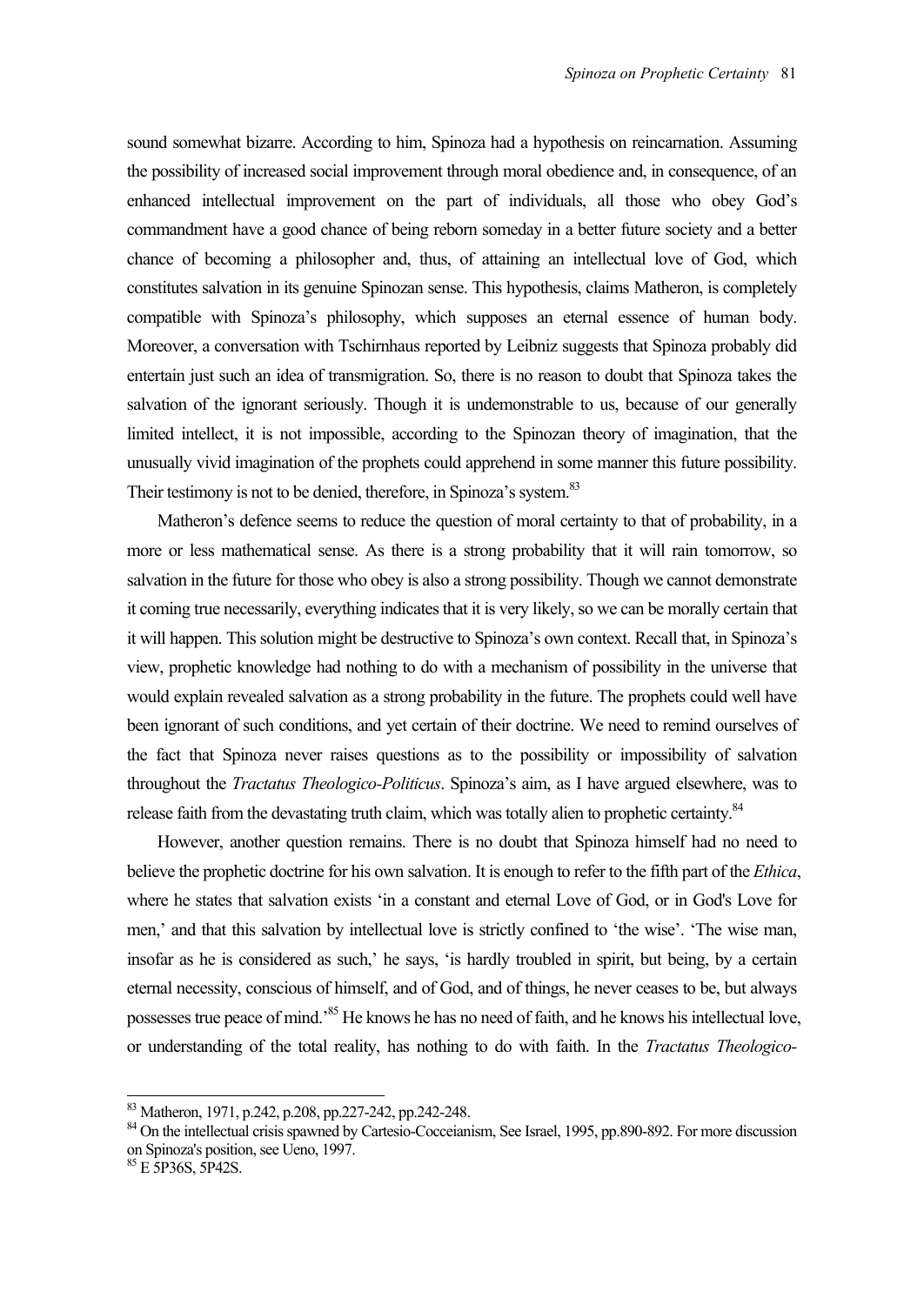sound somewhat bizarre. According to him, Spinoza had a hypothesis on reincarnation. Assuming the possibility of increased social improvement through moral obedience and, in consequence, of an enhanced intellectual improvement on the part of individuals, all those who obey God's commandment have a good chance of being reborn someday in a better future society and a better chance of becoming a philosopher and, thus, of attaining an intellectual love of God, which constitutes salvation in its genuine Spinozan sense. This hypothesis, claims Matheron, is completely compatible with Spinoza's philosophy, which supposes an eternal essence of human body. Moreover, a conversation with Tschirnhaus reported by Leibniz suggests that Spinoza probably did entertain just such an idea of transmigration. So, there is no reason to doubt that Spinoza takes the salvation of the ignorant seriously. Though it is undemonstrable to us, because of our generally limited intellect, it is not impossible, according to the Spinozan theory of imagination, that the unusually vivid imagination of the prophets could apprehend in some manner this future possibility. Their testimony is not to be denied, therefore, in Spinoza's system.[83]

Matheron's defence seems to reduce the question of moral certainty to that of probability, in a more or less mathematical sense. As there is a strong probability that it will rain tomorrow, so salvation in the future for those who obey is also a strong possibility. Though we cannot demonstrate it coming true necessarily, everything indicates that it is very likely, so we can be morally certain that it will happen. This solution might be destructive to Spinoza's own context. Recall that, in Spinoza's view, prophetic knowledge had nothing to do with a mechanism of possibility in the universe that would explain revealed salvation as a strong probability in the future. The prophets could well have been ignorant of such conditions, and yet certain of their doctrine. We need to remind ourselves of the fact that Spinoza never raises questions as to the possibility or impossibility of salvation throughout the *Tractatus Theologico-Politicus*. Spinoza's aim, as I have argued elsewhere, was to release faith from the devastating truth claim, which was totally alien to prophetic certainty.[84]

However, another question remains. There is no doubt that Spinoza himself had no need to believe the prophetic doctrine for his own salvation. It is enough to refer to the fifth part of the *Ethica*, where he states that salvation exists 'in a constant and eternal Love of God, or in God's Love for men,' and that this salvation by intellectual love is strictly confined to 'the wise'. 'The wise man, insofar as he is considered as such,' he says, 'is hardly troubled in spirit, but being, by a certain eternal necessity, conscious of himself, and of God, and of things, he never ceases to be, but always possesses true peace of mind.'[85] He knows he has no need of faith, and he knows his intellectual love, or understanding of the total reality, has nothing to do with faith. In the *Tractatus Theologico-*

---

[83] Matheron, 1971, p.242, p.208, pp.227-242, pp.242-248.

[84] On the intellectual crisis spawned by Cartesio-Cocceianism, See Israel, 1995, pp.890-892. For more discussion on Spinoza's position, see Ueno, 1997.

[85] E 5P36S, 5P42S.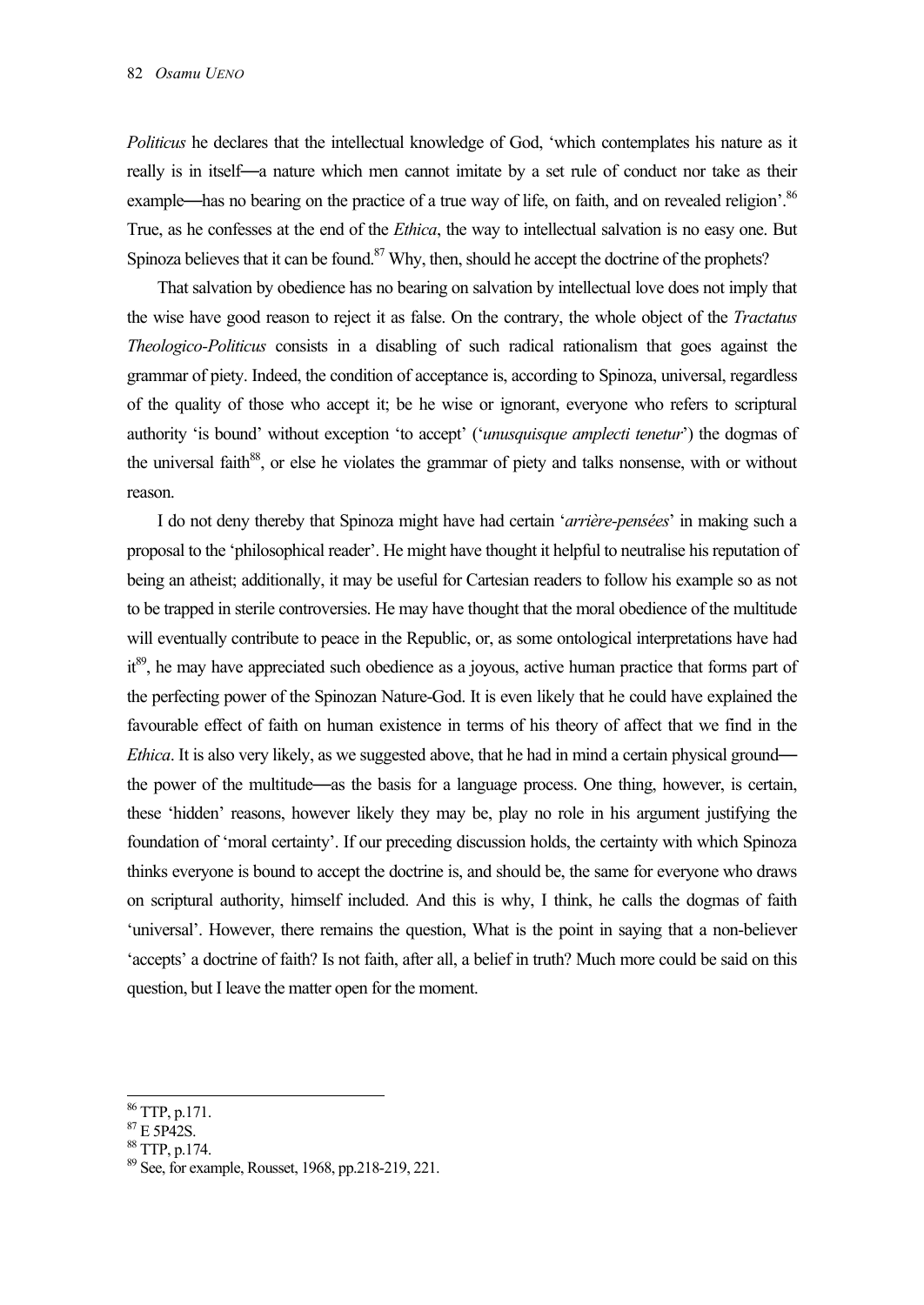*Politicus* he declares that the intellectual knowledge of God, 'which contemplates his nature as it really is in itself—a nature which men cannot imitate by a set rule of conduct nor take as their example—has no bearing on the practice of a true way of life, on faith, and on revealed religion'.[86] True, as he confesses at the end of the *Ethica*, the way to intellectual salvation is no easy one. But Spinoza believes that it can be found.[87] Why, then, should he accept the doctrine of the prophets?

That salvation by obedience has no bearing on salvation by intellectual love does not imply that the wise have good reason to reject it as false. On the contrary, the whole object of the *Tractatus Theologico-Politicus* consists in a disabling of such radical rationalism that goes against the grammar of piety. Indeed, the condition of acceptance is, according to Spinoza, universal, regardless of the quality of those who accept it; be he wise or ignorant, everyone who refers to scriptural authority 'is bound' without exception 'to accept' ('*unusquisque amplecti tenetur*') the dogmas of the universal faith[88], or else he violates the grammar of piety and talks nonsense, with or without reason.

I do not deny thereby that Spinoza might have had certain '*arrière-pensées*' in making such a proposal to the 'philosophical reader'. He might have thought it helpful to neutralise his reputation of being an atheist; additionally, it may be useful for Cartesian readers to follow his example so as not to be trapped in sterile controversies. He may have thought that the moral obedience of the multitude will eventually contribute to peace in the Republic, or, as some ontological interpretations have had it[89], he may have appreciated such obedience as a joyous, active human practice that forms part of the perfecting power of the Spinozan Nature-God. It is even likely that he could have explained the favourable effect of faith on human existence in terms of his theory of affect that we find in the *Ethica*. It is also very likely, as we suggested above, that he had in mind a certain physical ground—the power of the multitude—as the basis for a language process. One thing, however, is certain, these 'hidden' reasons, however likely they may be, play no role in his argument justifying the foundation of 'moral certainty'. If our preceding discussion holds, the certainty with which Spinoza thinks everyone is bound to accept the doctrine is, and should be, the same for everyone who draws on scriptural authority, himself included. And this is why, I think, he calls the dogmas of faith 'universal'. However, there remains the question, What is the point in saying that a non-believer 'accepts' a doctrine of faith? Is not faith, after all, a belief in truth? Much more could be said on this question, but I leave the matter open for the moment.

---

[86] TTP, p.171.

[87] E 5P42S.

[88] TTP, p.174.

[89] See, for example, Rousset, 1968, pp.218-219, 221.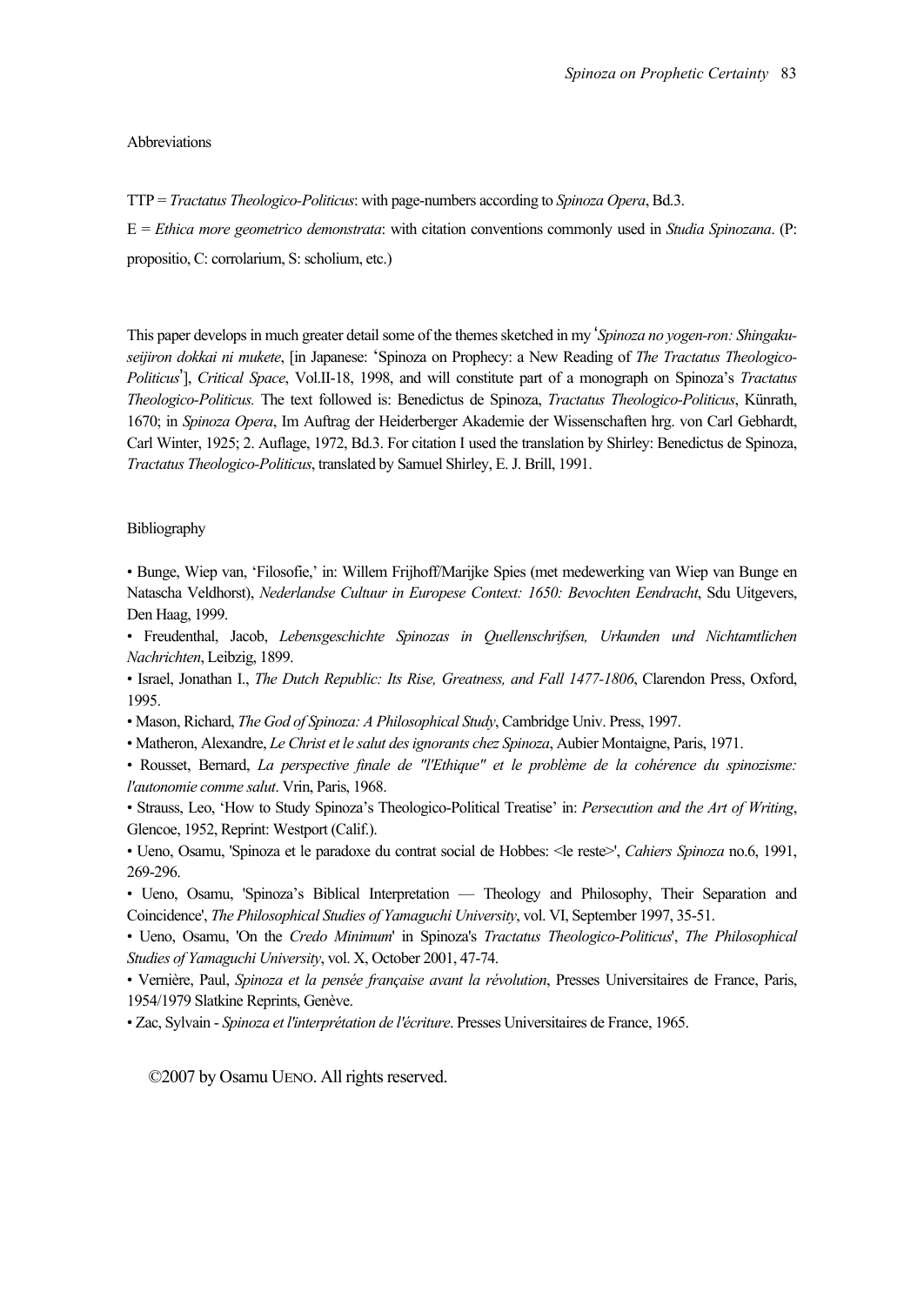Abbreviations

TTP = *Tractatus Theologico-Politicus*: with page-numbers according to *Spinoza Opera*, Bd.3.

E = *Ethica more geometrico demonstrata*: with citation conventions commonly used in *Studia Spinozana*. (P: propositio, C: corrolarium, S: scholium, etc.)

This paper develops in much greater detail some of the themes sketched in my '*Spinoza no yogen-ron: Shingaku-seijiron dokkai ni mukete*, [in Japanese: 'Spinoza on Prophecy: a New Reading of *The Tractatus Theologico-Politicus*'], *Critical Space*, Vol.II-18, 1998, and will constitute part of a monograph on Spinoza's *Tractatus Theologico-Politicus.* The text followed is: Benedictus de Spinoza, *Tractatus Theologico-Politicus*, Künrath, 1670; in *Spinoza Opera*, Im Auftrag der Heiderberger Akademie der Wissenschaften hrg. von Carl Gebhardt, Carl Winter, 1925; 2. Auflage, 1972, Bd.3. For citation I used the translation by Shirley: Benedictus de Spinoza, *Tractatus Theologico-Politicus*, translated by Samuel Shirley, E. J. Brill, 1991.

Bibliography

- Bunge, Wiep van, 'Filosofie,' in: Willem Frijhoff/Marijke Spies (met medewerking van Wiep van Bunge en Natascha Veldhorst), *Nederlandse Cultuur in Europese Context: 1650: Bevochten Eendracht*, Sdu Uitgevers, Den Haag, 1999.
- Freudenthal, Jacob, *Lebensgeschichte Spinozas in Quellenschrifsen, Urkunden und Nichtamtlichen Nachrichten*, Leibzig, 1899.
- Israel, Jonathan I., *The Dutch Republic: Its Rise, Greatness, and Fall 1477-1806*, Clarendon Press, Oxford, 1995.
- Mason, Richard, *The God of Spinoza: A Philosophical Study*, Cambridge Univ. Press, 1997.
- Matheron, Alexandre, *Le Christ et le salut des ignorants chez Spinoza*, Aubier Montaigne, Paris, 1971.
- Rousset, Bernard, *La perspective finale de "l'Ethique" et le problème de la cohérence du spinozisme: l'autonomie comme salut*. Vrin, Paris, 1968.
- Strauss, Leo, 'How to Study Spinoza's Theologico-Political Treatise' in: *Persecution and the Art of Writing*, Glencoe, 1952, Reprint: Westport (Calif.).
- Ueno, Osamu, 'Spinoza et le paradoxe du contrat social de Hobbes: <le reste>', *Cahiers Spinoza* no.6, 1991, 269-296.
- Ueno, Osamu, 'Spinoza's Biblical Interpretation — Theology and Philosophy, Their Separation and Coincidence', *The Philosophical Studies of Yamaguchi University*, vol. VI, September 1997, 35-51.
- Ueno, Osamu, 'On the *Credo Minimum*' in Spinoza's *Tractatus Theologico-Politicus*', *The Philosophical Studies of Yamaguchi University*, vol. X, October 2001, 47-74.
- Vernière, Paul, *Spinoza et la pensée française avant la révolution*, Presses Universitaires de France, Paris, 1954/1979 Slatkine Reprints, Genève.
- Zac, Sylvain - *Spinoza et l'interprétation de l'écriture*. Presses Universitaires de France, 1965.

©2007 by Osamu UENO. All rights reserved.